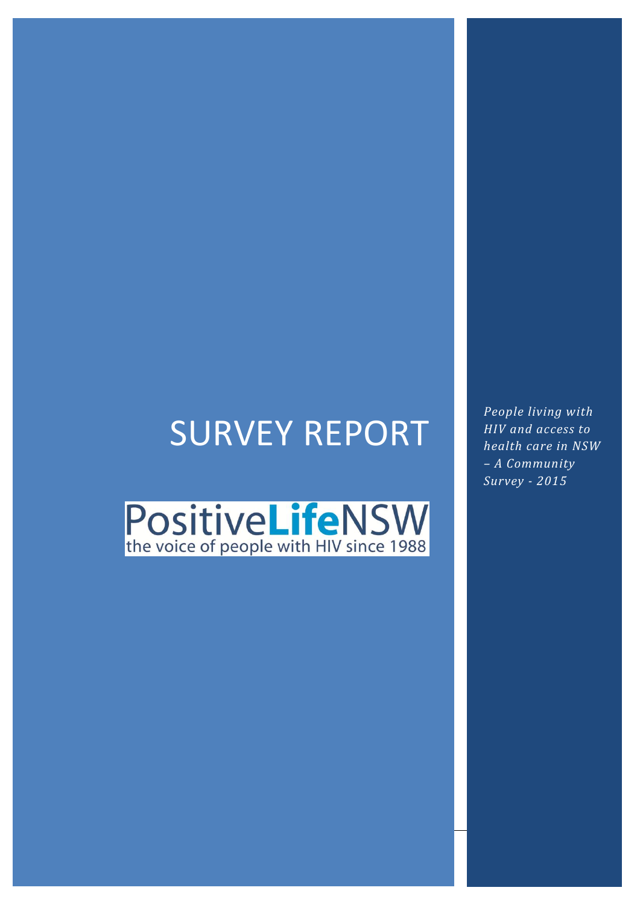# SURVEY REPORT

PositiveLifeNSW
the voice of people with HIV since 1988

*People living with HIV and access to health care in NSW – A Community Survey - 2015*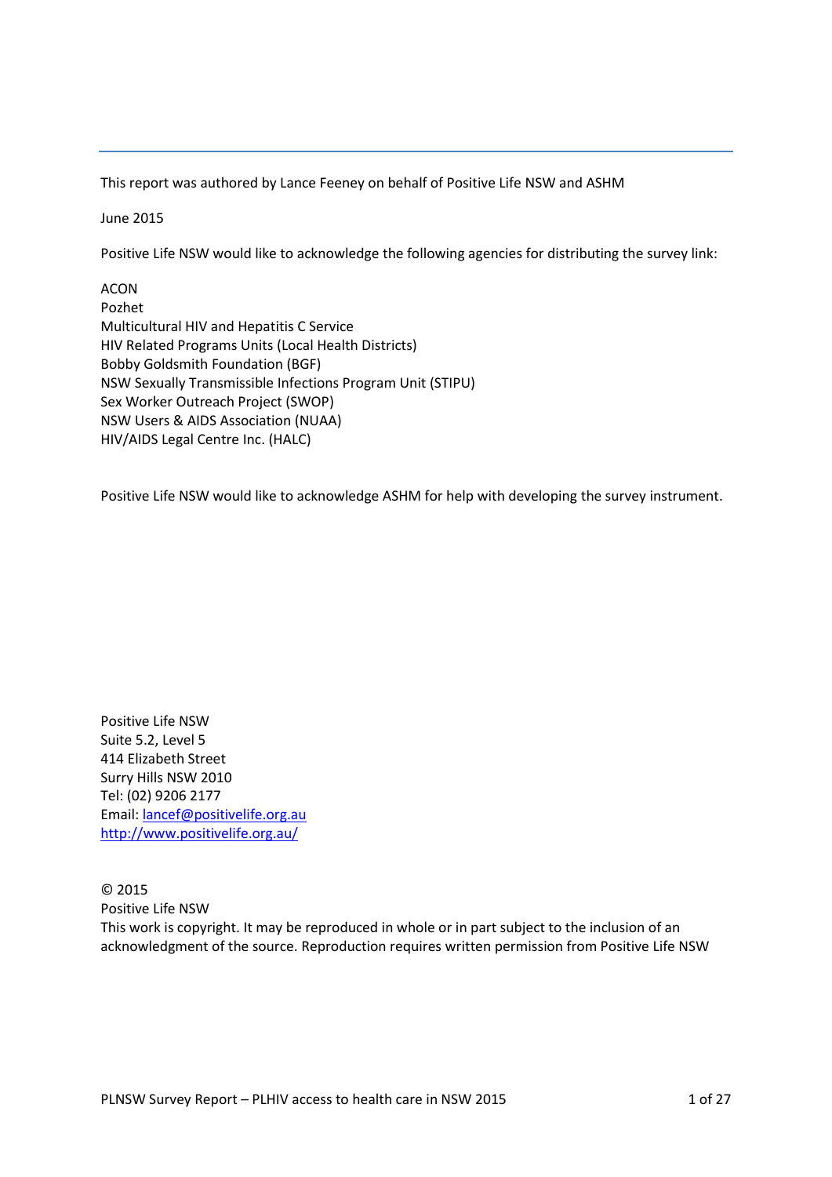This report was authored by Lance Feeney on behalf of Positive Life NSW and ASHM

June 2015

Positive Life NSW would like to acknowledge the following agencies for distributing the survey link:

ACON  
Pozhet  
Multicultural HIV and Hepatitis C Service  
HIV Related Programs Units (Local Health Districts)  
Bobby Goldsmith Foundation (BGF)  
NSW Sexually Transmissible Infections Program Unit (STIPU)  
Sex Worker Outreach Project (SWOP)  
NSW Users & AIDS Association (NUAA)  
HIV/AIDS Legal Centre Inc. (HALC)

Positive Life NSW would like to acknowledge ASHM for help with developing the survey instrument.

Positive Life NSW  
Suite 5.2, Level 5  
414 Elizabeth Street  
Surry Hills NSW 2010  
Tel: (02) 9206 2177  
Email: lancef@positivelife.org.au  
http://www.positivelife.org.au/

© 2015  
Positive Life NSW  
This work is copyright. It may be reproduced in whole or in part subject to the inclusion of an acknowledgment of the source. Reproduction requires written permission from Positive Life NSW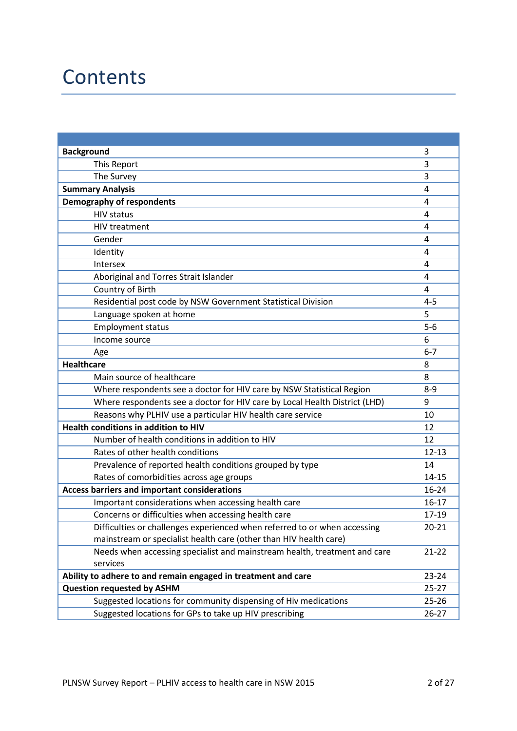# Contents

| | |
|---|---|
| **Background** | 3 |
| This Report | 3 |
| The Survey | 3 |
| **Summary Analysis** | 4 |
| **Demography of respondents** | 4 |
| HIV status | 4 |
| HIV treatment | 4 |
| Gender | 4 |
| Identity | 4 |
| Intersex | 4 |
| Aboriginal and Torres Strait Islander | 4 |
| Country of Birth | 4 |
| Residential post code by NSW Government Statistical Division | 4-5 |
| Language spoken at home | 5 |
| Employment status | 5-6 |
| Income source | 6 |
| Age | 6-7 |
| **Healthcare** | 8 |
| Main source of healthcare | 8 |
| Where respondents see a doctor for HIV care by NSW Statistical Region | 8-9 |
| Where respondents see a doctor for HIV care by Local Health District (LHD) | 9 |
| Reasons why PLHIV use a particular HIV health care service | 10 |
| **Health conditions in addition to HIV** | 12 |
| Number of health conditions in addition to HIV | 12 |
| Rates of other health conditions | 12-13 |
| Prevalence of reported health conditions grouped by type | 14 |
| Rates of comorbidities across age groups | 14-15 |
| **Access barriers and important considerations** | 16-24 |
| Important considerations when accessing health care | 16-17 |
| Concerns or difficulties when accessing health care | 17-19 |
| Difficulties or challenges experienced when referred to or when accessing mainstream or specialist health care (other than HIV health care) | 20-21 |
| Needs when accessing specialist and mainstream health, treatment and care services | 21-22 |
| **Ability to adhere to and remain engaged in treatment and care** | 23-24 |
| **Question requested by ASHM** | 25-27 |
| Suggested locations for community dispensing of Hiv medications | 25-26 |
| Suggested locations for GPs to take up HIV prescribing | 26-27 |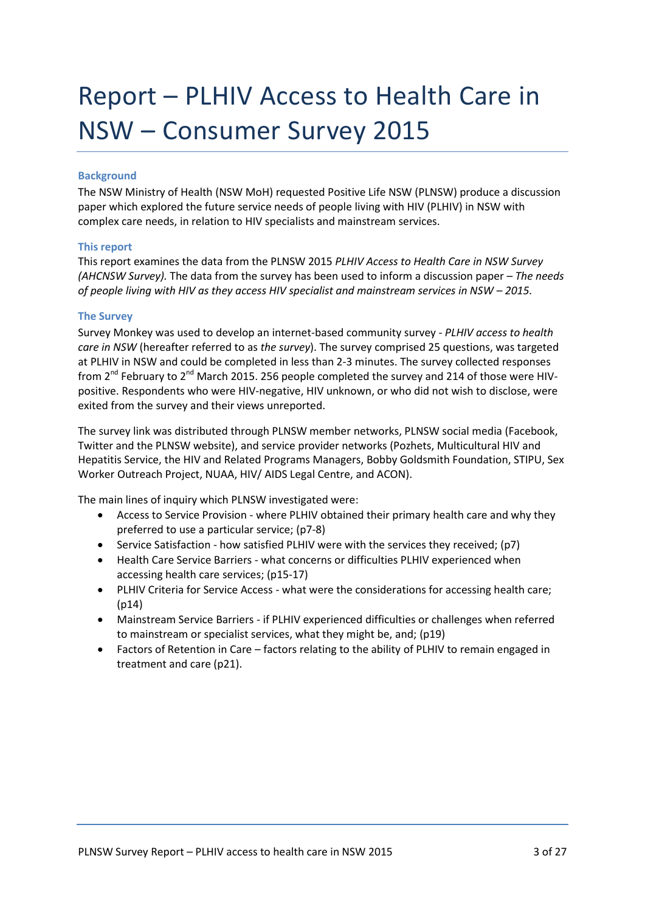# Report – PLHIV Access to Health Care in NSW – Consumer Survey 2015

### Background

The NSW Ministry of Health (NSW MoH) requested Positive Life NSW (PLNSW) produce a discussion paper which explored the future service needs of people living with HIV (PLHIV) in NSW with complex care needs, in relation to HIV specialists and mainstream services.

### This report

This report examines the data from the PLNSW 2015 *PLHIV Access to Health Care in NSW Survey (AHCNSW Survey).* The data from the survey has been used to inform a discussion paper – *The needs of people living with HIV as they access HIV specialist and mainstream services in NSW – 2015.*

### The Survey

Survey Monkey was used to develop an internet-based community survey - *PLHIV access to health care in NSW* (hereafter referred to as *the survey*). The survey comprised 25 questions, was targeted at PLHIV in NSW and could be completed in less than 2-3 minutes. The survey collected responses from 2nd February to 2nd March 2015. 256 people completed the survey and 214 of those were HIV-positive. Respondents who were HIV-negative, HIV unknown, or who did not wish to disclose, were exited from the survey and their views unreported.

The survey link was distributed through PLNSW member networks, PLNSW social media (Facebook, Twitter and the PLNSW website), and service provider networks (Pozhets, Multicultural HIV and Hepatitis Service, the HIV and Related Programs Managers, Bobby Goldsmith Foundation, STIPU, Sex Worker Outreach Project, NUAA, HIV/ AIDS Legal Centre, and ACON).

The main lines of inquiry which PLNSW investigated were:

- Access to Service Provision - where PLHIV obtained their primary health care and why they preferred to use a particular service; (p7-8)
- Service Satisfaction - how satisfied PLHIV were with the services they received; (p7)
- Health Care Service Barriers - what concerns or difficulties PLHIV experienced when accessing health care services; (p15-17)
- PLHIV Criteria for Service Access - what were the considerations for accessing health care; (p14)
- Mainstream Service Barriers - if PLHIV experienced difficulties or challenges when referred to mainstream or specialist services, what they might be, and; (p19)
- Factors of Retention in Care – factors relating to the ability of PLHIV to remain engaged in treatment and care (p21).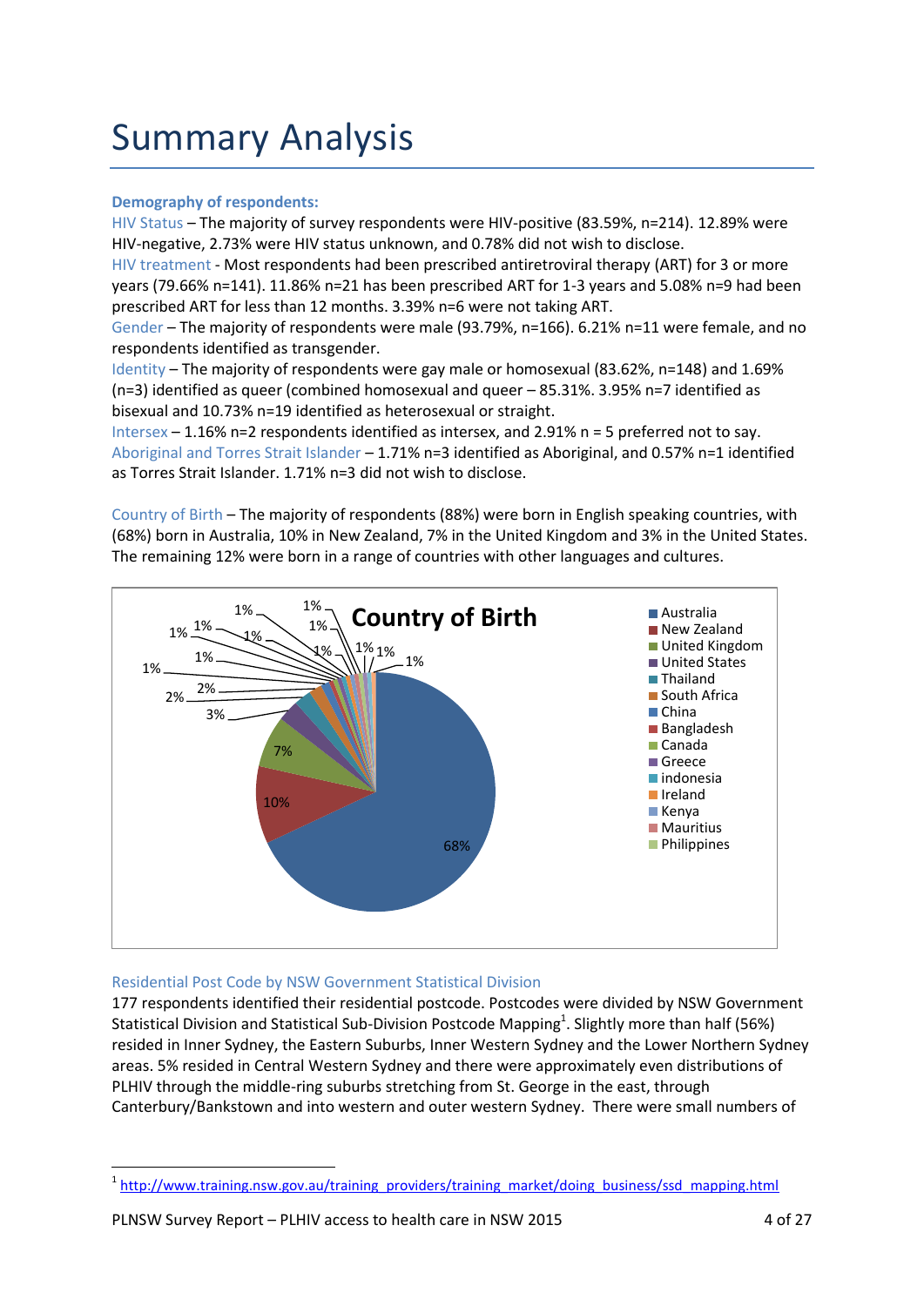# Summary Analysis

**Demography of respondents:**

HIV Status – The majority of survey respondents were HIV-positive (83.59%, n=214). 12.89% were HIV-negative, 2.73% were HIV status unknown, and 0.78% did not wish to disclose.

HIV treatment - Most respondents had been prescribed antiretroviral therapy (ART) for 3 or more years (79.66% n=141). 11.86% n=21 has been prescribed ART for 1-3 years and 5.08% n=9 had been prescribed ART for less than 12 months. 3.39% n=6 were not taking ART.

Gender – The majority of respondents were male (93.79%, n=166). 6.21% n=11 were female, and no respondents identified as transgender.

Identity – The majority of respondents were gay male or homosexual (83.62%, n=148) and 1.69% (n=3) identified as queer (combined homosexual and queer – 85.31%. 3.95% n=7 identified as bisexual and 10.73% n=19 identified as heterosexual or straight.

Intersex – 1.16% n=2 respondents identified as intersex, and 2.91% n = 5 preferred not to say.

Aboriginal and Torres Strait Islander – 1.71% n=3 identified as Aboriginal, and 0.57% n=1 identified as Torres Strait Islander. 1.71% n=3 did not wish to disclose.

Country of Birth – The majority of respondents (88%) were born in English speaking countries, with (68%) born in Australia, 10% in New Zealand, 7% in the United Kingdom and 3% in the United States. The remaining 12% were born in a range of countries with other languages and cultures.

**Country of Birth**

| Country | % |
|---|---|
| Australia | 68% |
| New Zealand | 10% |
| United Kingdom | 7% |
| United States | 3% |
| Thailand | 2% |
| South Africa | 2% |
| China | 1% |
| Bangladesh | 1% |
| Canada | 1% |
| Greece | 1% |
| indonesia | 1% |
| Ireland | 1% |
| Kenya | 1% |
| Mauritius | 1% |
| Philippines | 1% |

Residential Post Code by NSW Government Statistical Division

177 respondents identified their residential postcode. Postcodes were divided by NSW Government Statistical Division and Statistical Sub-Division Postcode Mapping[1]. Slightly more than half (56%) resided in Inner Sydney, the Eastern Suburbs, Inner Western Sydney and the Lower Northern Sydney areas. 5% resided in Central Western Sydney and there were approximately even distributions of PLHIV through the middle-ring suburbs stretching from St. George in the east, through Canterbury/Bankstown and into western and outer western Sydney. There were small numbers of

[1] http://www.training.nsw.gov.au/training_providers/training_market/doing_business/ssd_mapping.html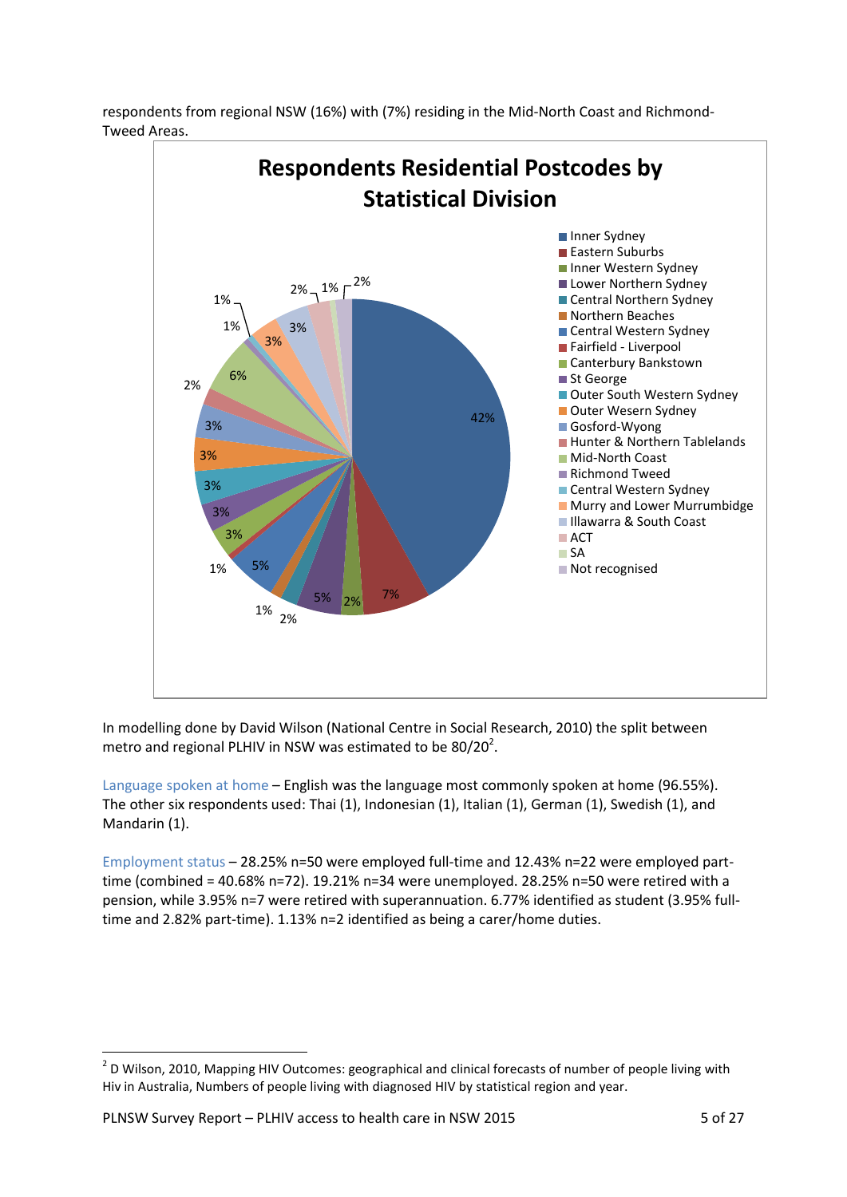respondents from regional NSW (16%) with (7%) residing in the Mid-North Coast and Richmond-Tweed Areas.

**Respondents Residential Postcodes by Statistical Division**

| Statistical Division | % |
|---|---|
| Inner Sydney | 42% |
| Eastern Suburbs | 7% |
| Inner Western Sydney | 2% |
| Lower Northern Sydney | 5% |
| Central Northern Sydney | 2% |
| Northern Beaches | 1% |
| Central Western Sydney | 5% |
| Fairfield - Liverpool | 1% |
| Canterbury Bankstown | 3% |
| St George | 3% |
| Outer South Western Sydney | 3% |
| Outer Wesern Sydney | 3% |
| Gosford-Wyong | 3% |
| Hunter & Northern Tablelands | 2% |
| Mid-North Coast | 6% |
| Richmond Tweed | 1% |
| Central Western Sydney | 1% |
| Murry and Lower Murrumbidge | 3% |
| Illawarra & South Coast | 3% |
| ACT | 2% |
| SA | 1% |
| Not recognised | 2% |

In modelling done by David Wilson (National Centre in Social Research, 2010) the split between metro and regional PLHIV in NSW was estimated to be 80/20[2].

Language spoken at home – English was the language most commonly spoken at home (96.55%). The other six respondents used: Thai (1), Indonesian (1), Italian (1), German (1), Swedish (1), and Mandarin (1).

Employment status – 28.25% n=50 were employed full-time and 12.43% n=22 were employed part-time (combined = 40.68% n=72). 19.21% n=34 were unemployed. 28.25% n=50 were retired with a pension, while 3.95% n=7 were retired with superannuation. 6.77% identified as student (3.95% full-time and 2.82% part-time). 1.13% n=2 identified as being a carer/home duties.

---

[2] D Wilson, 2010, Mapping HIV Outcomes: geographical and clinical forecasts of number of people living with Hiv in Australia, Numbers of people living with diagnosed HIV by statistical region and year.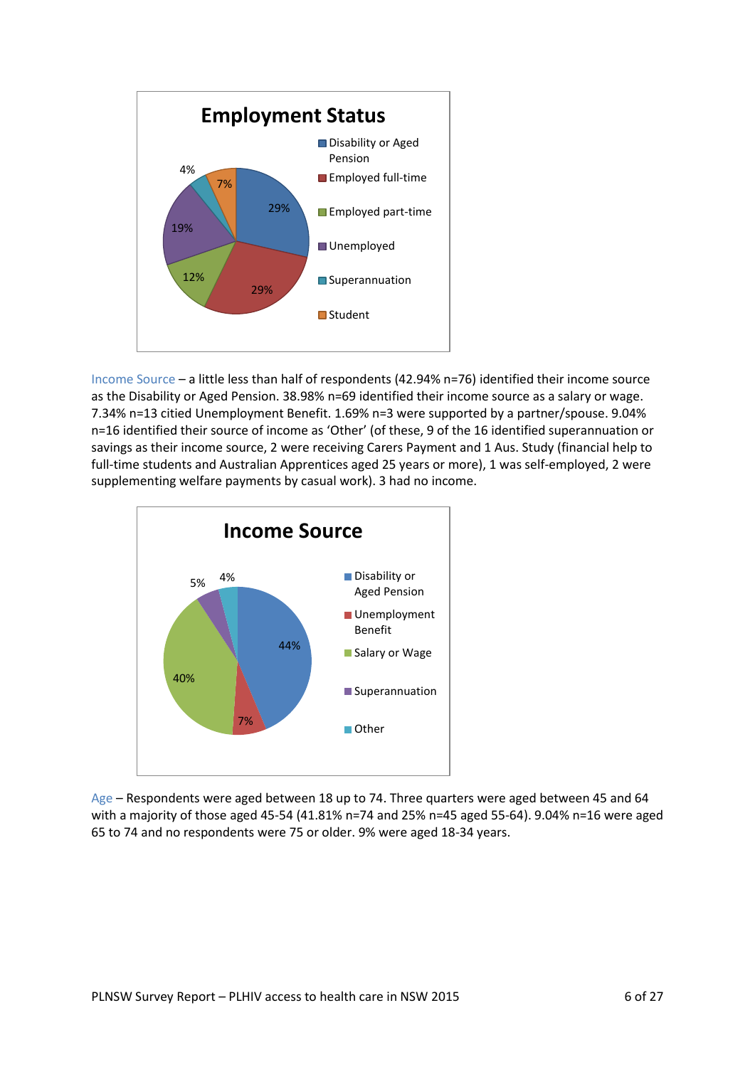**Employment Status**

| Category | Percentage |
| --- | --- |
| Disability or Aged Pension | 29% |
| Employed full-time | 29% |
| Employed part-time | 12% |
| Unemployed | 19% |
| Superannuation | 4% |
| Student | 7% |

Income Source – a little less than half of respondents (42.94% n=76) identified their income source as the Disability or Aged Pension. 38.98% n=69 identified their income source as a salary or wage. 7.34% n=13 citied Unemployment Benefit. 1.69% n=3 were supported by a partner/spouse. 9.04% n=16 identified their source of income as 'Other' (of these, 9 of the 16 identified superannuation or savings as their income source, 2 were receiving Carers Payment and 1 Aus. Study (financial help to full-time students and Australian Apprentices aged 25 years or more), 1 was self-employed, 2 were supplementing welfare payments by casual work). 3 had no income.

**Income Source**

| Category | Percentage |
| --- | --- |
| Disability or Aged Pension | 44% |
| Unemployment Benefit | 7% |
| Salary or Wage | 40% |
| Superannuation | 5% |
| Other | 4% |

Age – Respondents were aged between 18 up to 74. Three quarters were aged between 45 and 64 with a majority of those aged 45-54 (41.81% n=74 and 25% n=45 aged 55-64). 9.04% n=16 were aged 65 to 74 and no respondents were 75 or older. 9% were aged 18-34 years.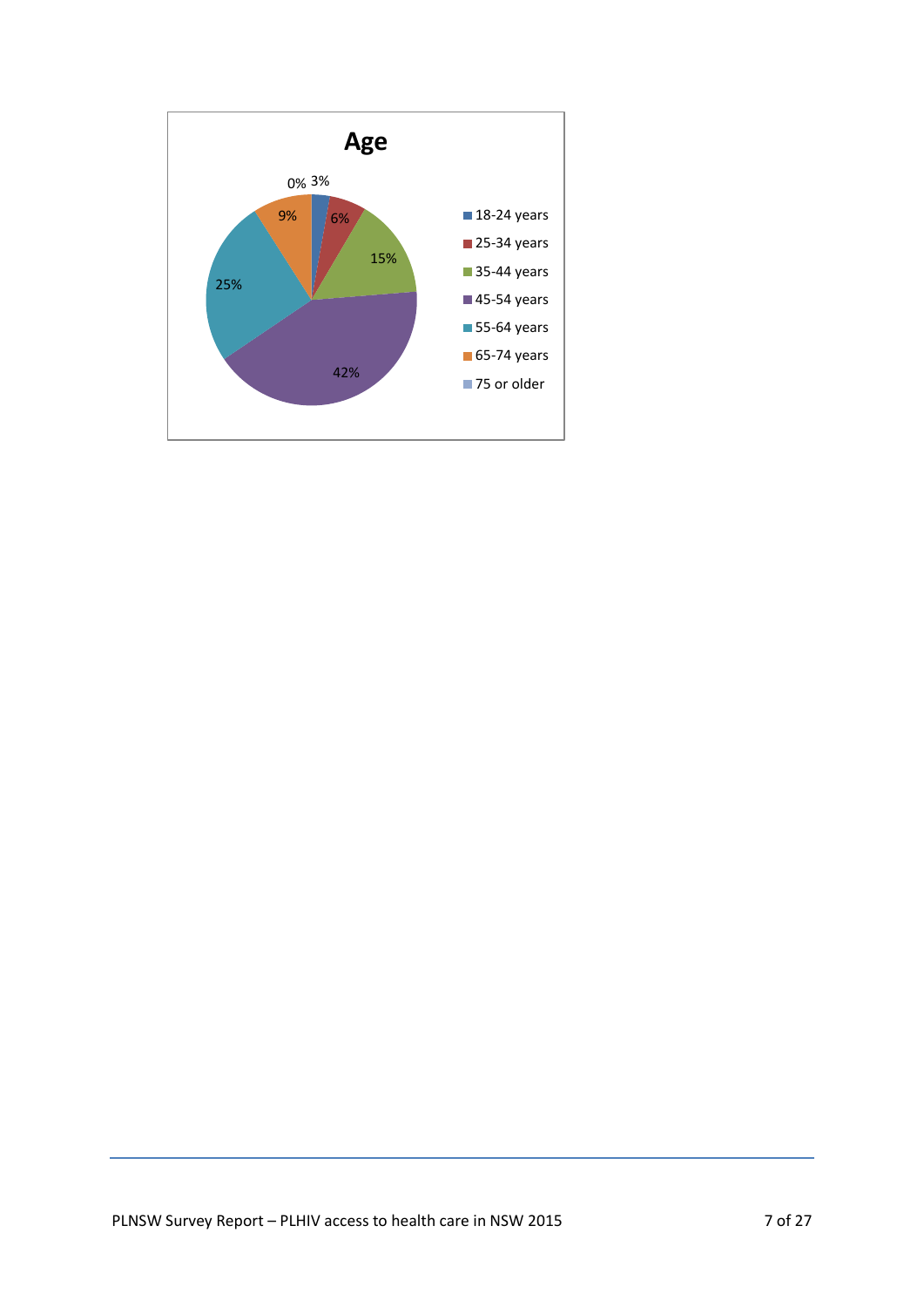**Age**

| Age group | Percentage |
|---|---|
| 18-24 years | 3% |
| 25-34 years | 6% |
| 35-44 years | 15% |
| 45-54 years | 42% |
| 55-64 years | 25% |
| 65-74 years | 9% |
| 75 or older | 0% |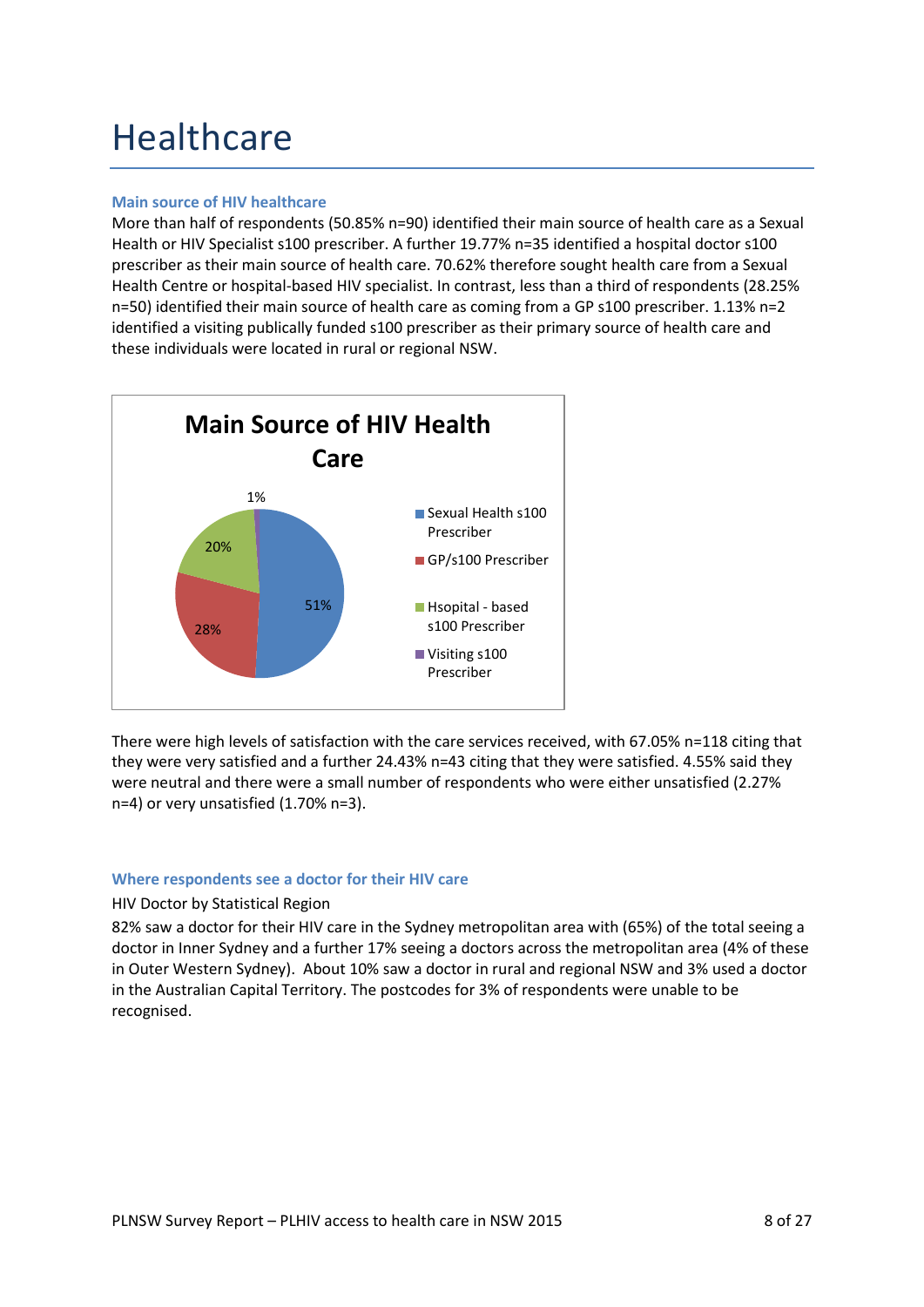# Healthcare

### Main source of HIV healthcare

More than half of respondents (50.85% n=90) identified their main source of health care as a Sexual Health or HIV Specialist s100 prescriber. A further 19.77% n=35 identified a hospital doctor s100 prescriber as their main source of health care. 70.62% therefore sought health care from a Sexual Health Centre or hospital-based HIV specialist. In contrast, less than a third of respondents (28.25% n=50) identified their main source of health care as coming from a GP s100 prescriber. 1.13% n=2 identified a visiting publically funded s100 prescriber as their primary source of health care and these individuals were located in rural or regional NSW.

**Main Source of HIV Health Care**

| Source | % |
|---|---|
| Sexual Health s100 Prescriber | 51% |
| GP/s100 Prescriber | 28% |
| Hsopital - based s100 Prescriber | 20% |
| Visiting s100 Prescriber | 1% |

There were high levels of satisfaction with the care services received, with 67.05% n=118 citing that they were very satisfied and a further 24.43% n=43 citing that they were satisfied. 4.55% said they were neutral and there were a small number of respondents who were either unsatisfied (2.27% n=4) or very unsatisfied (1.70% n=3).

### Where respondents see a doctor for their HIV care

HIV Doctor by Statistical Region

82% saw a doctor for their HIV care in the Sydney metropolitan area with (65%) of the total seeing a doctor in Inner Sydney and a further 17% seeing a doctors across the metropolitan area (4% of these in Outer Western Sydney). About 10% saw a doctor in rural and regional NSW and 3% used a doctor in the Australian Capital Territory. The postcodes for 3% of respondents were unable to be recognised.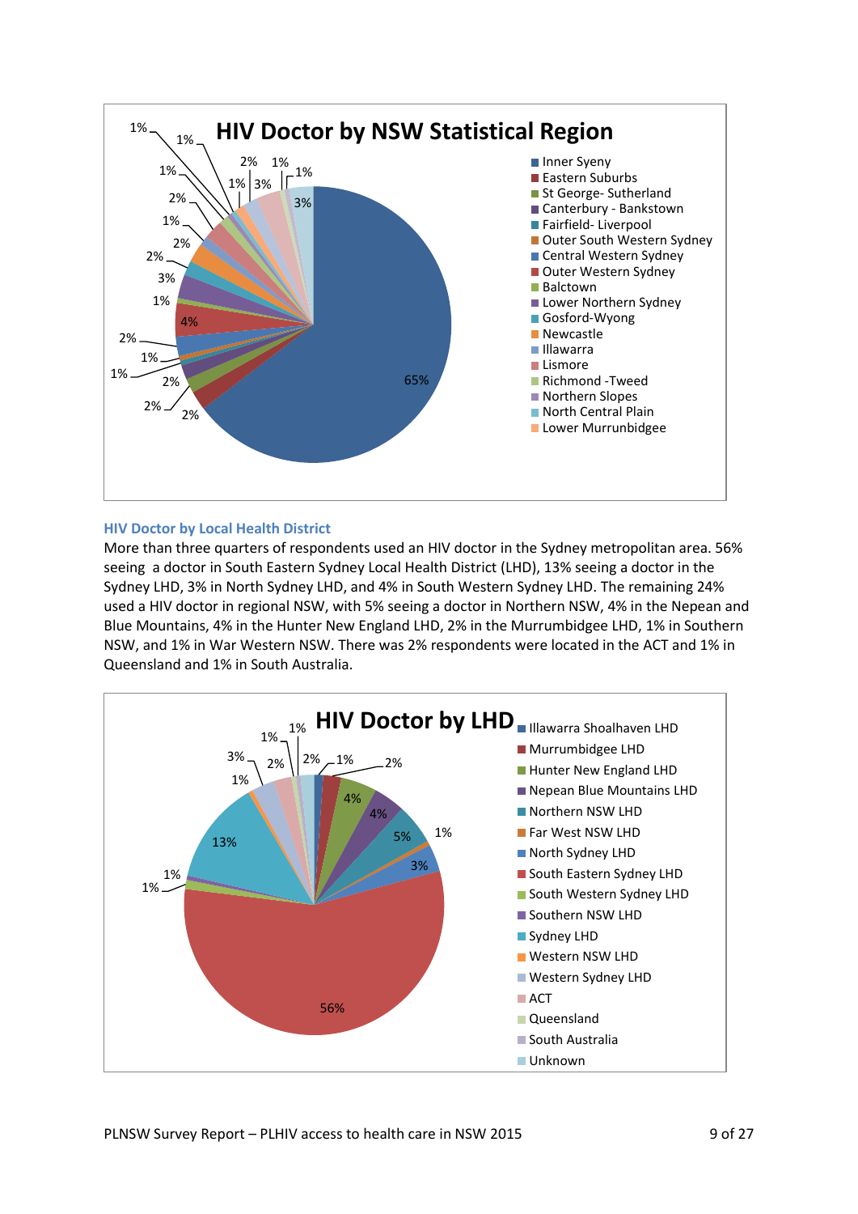### HIV Doctor by NSW Statistical Region

- Inner Syeny
- Eastern Suburbs
- St George- Sutherland
- Canterbury - Bankstown
- Fairfield- Liverpool
- Outer South Western Sydney
- Central Western Sydney
- Outer Western Sydney
- Balctown
- Lower Northern Sydney
- Gosford-Wyong
- Newcastle
- Illawarra
- Lismore
- Richmond -Tweed
- Northern Slopes
- North Central Plain
- Lower Murrunbidgee

### HIV Doctor by Local Health District

More than three quarters of respondents used an HIV doctor in the Sydney metropolitan area. 56% seeing a doctor in South Eastern Sydney Local Health District (LHD), 13% seeing a doctor in the Sydney LHD, 3% in North Sydney LHD, and 4% in South Western Sydney LHD. The remaining 24% used a HIV doctor in regional NSW, with 5% seeing a doctor in Northern NSW, 4% in the Nepean and Blue Mountains, 4% in the Hunter New England LHD, 2% in the Murrumbidgee LHD, 1% in Southern NSW, and 1% in War Western NSW. There was 2% respondents were located in the ACT and 1% in Queensland and 1% in South Australia.

### HIV Doctor by LHD

- Illawarra Shoalhaven LHD
- Murrumbidgee LHD
- Hunter New England LHD
- Nepean Blue Mountains LHD
- Northern NSW LHD
- Far West NSW LHD
- North Sydney LHD
- South Eastern Sydney LHD
- South Western Sydney LHD
- Southern NSW LHD
- Sydney LHD
- Western NSW LHD
- Western Sydney LHD
- ACT
- Queensland
- South Australia
- Unknown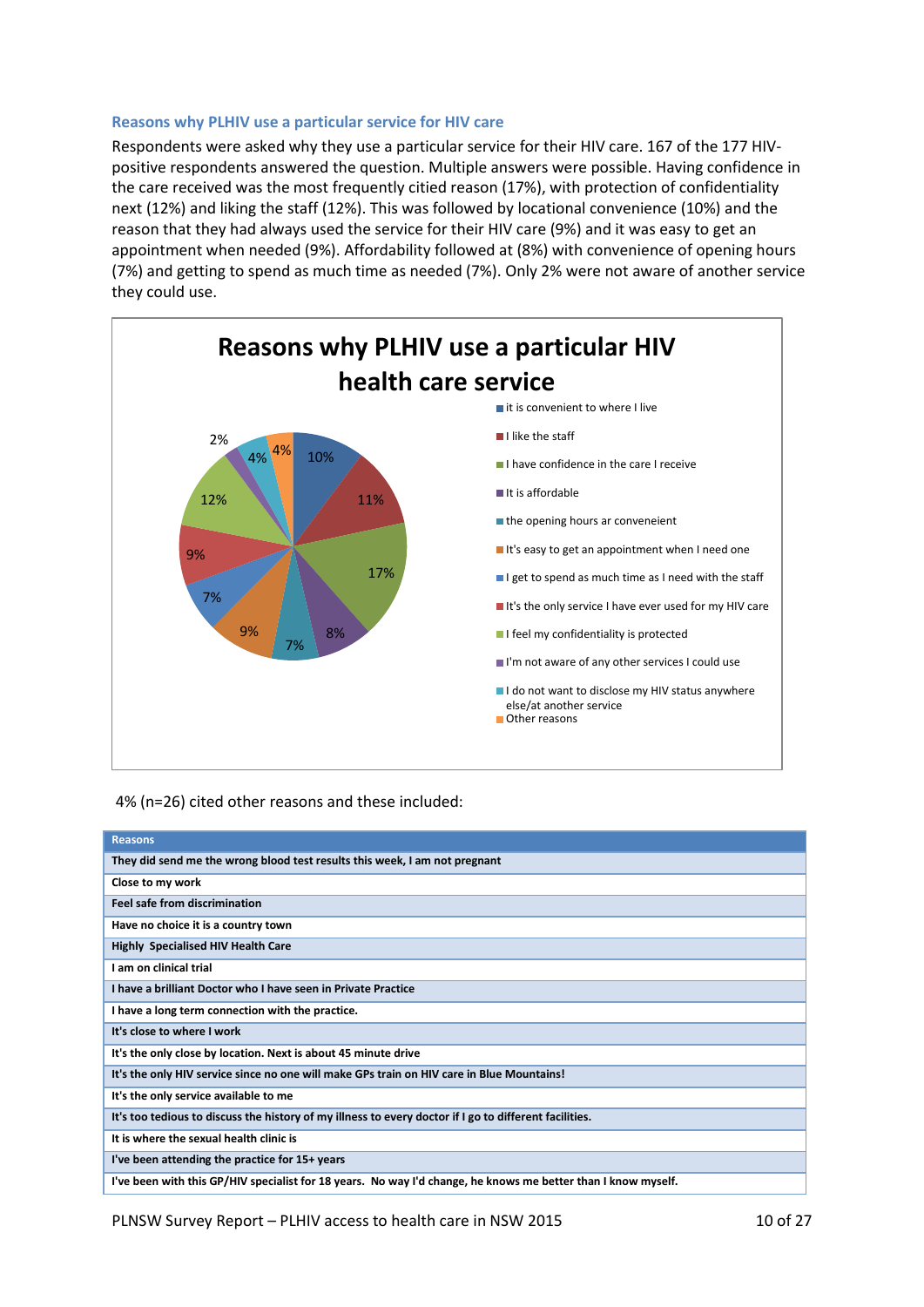### Reasons why PLHIV use a particular service for HIV care

Respondents were asked why they use a particular service for their HIV care. 167 of the 177 HIV-positive respondents answered the question. Multiple answers were possible. Having confidence in the care received was the most frequently citied reason (17%), with protection of confidentiality next (12%) and liking the staff (12%). This was followed by locational convenience (10%) and the reason that they had always used the service for their HIV care (9%) and it was easy to get an appointment when needed (9%). Affordability followed at (8%) with convenience of opening hours (7%) and getting to spend as much time as needed (7%). Only 2% were not aware of another service they could use.

**Reasons why PLHIV use a particular HIV health care service**

| Reason | % |
|---|---|
| it is convenient to where I live | 10% |
| I like the staff | 11% |
| I have confidence in the care I receive | 17% |
| It is affordable | 8% |
| the opening hours ar conveneient | 7% |
| It's easy to get an appointment when I need one | 9% |
| I get to spend as much time as I need with the staff | 7% |
| It's the only service I have ever used for my HIV care | 9% |
| I feel my confidentiality is protected | 12% |
| I'm not aware of any other services I could use | 2% |
| I do not want to disclose my HIV status anywhere else/at another service | 4% |
| Other reasons | 4% |

4% (n=26) cited other reasons and these included:

| Reasons |
|---|
| They did send me the wrong blood test results this week, I am not pregnant |
| Close to my work |
| Feel safe from discrimination |
| Have no choice it is a country town |
| Highly Specialised HIV Health Care |
| I am on clinical trial |
| I have a brilliant Doctor who I have seen in Private Practice |
| I have a long term connection with the practice. |
| It's close to where I work |
| It's the only close by location. Next is about 45 minute drive |
| It's the only HIV service since no one will make GPs train on HIV care in Blue Mountains! |
| It's the only service available to me |
| It's too tedious to discuss the history of my illness to every doctor if I go to different facilities. |
| It is where the sexual health clinic is |
| I've been attending the practice for 15+ years |
| I've been with this GP/HIV specialist for 18 years. No way I'd change, he knows me better than I know myself. |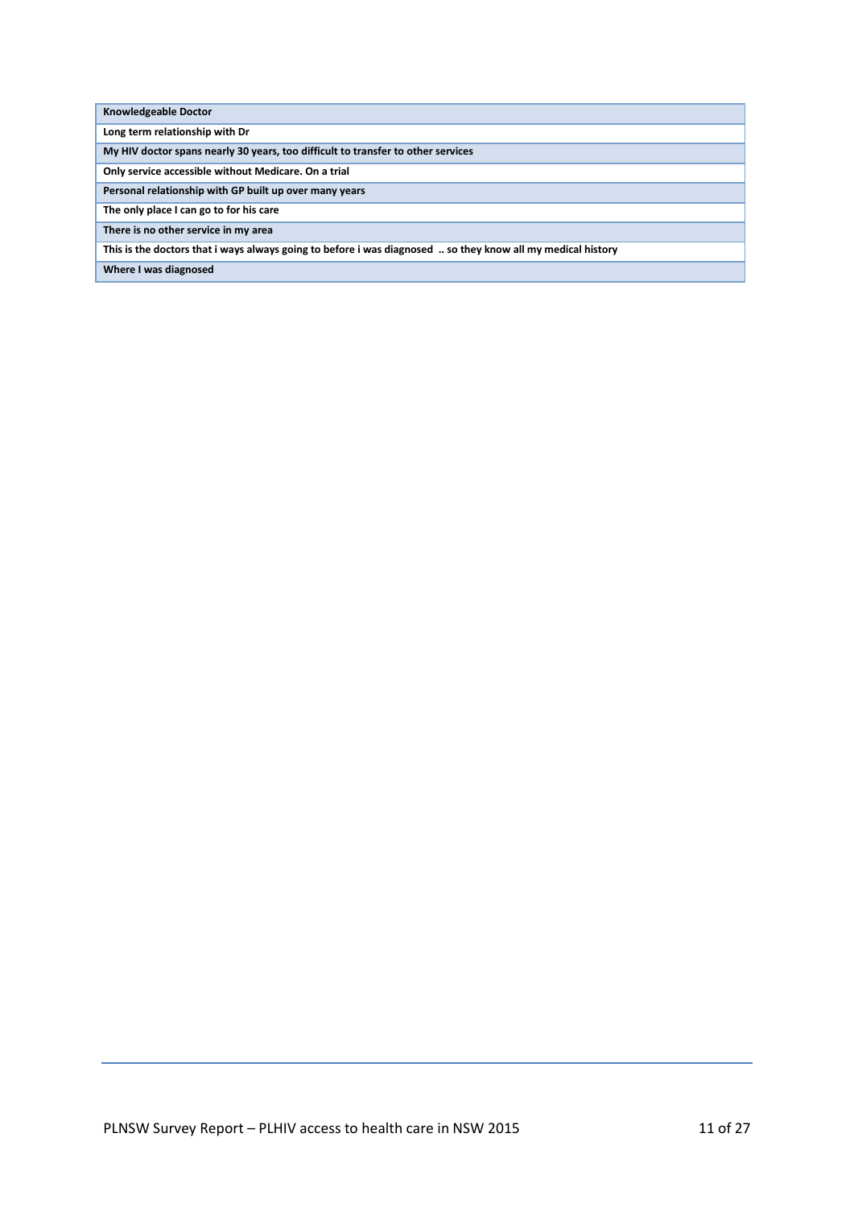| Knowledgeable Doctor |
|---|
| Long term relationship with Dr |
| My HIV doctor spans nearly 30 years, too difficult to transfer to other services |
| Only service accessible without Medicare. On a trial |
| Personal relationship with GP built up over many years |
| The only place I can go to for his care |
| There is no other service in my area |
| This is the doctors that i ways always going to before i was diagnosed .. so they know all my medical history |
| Where I was diagnosed |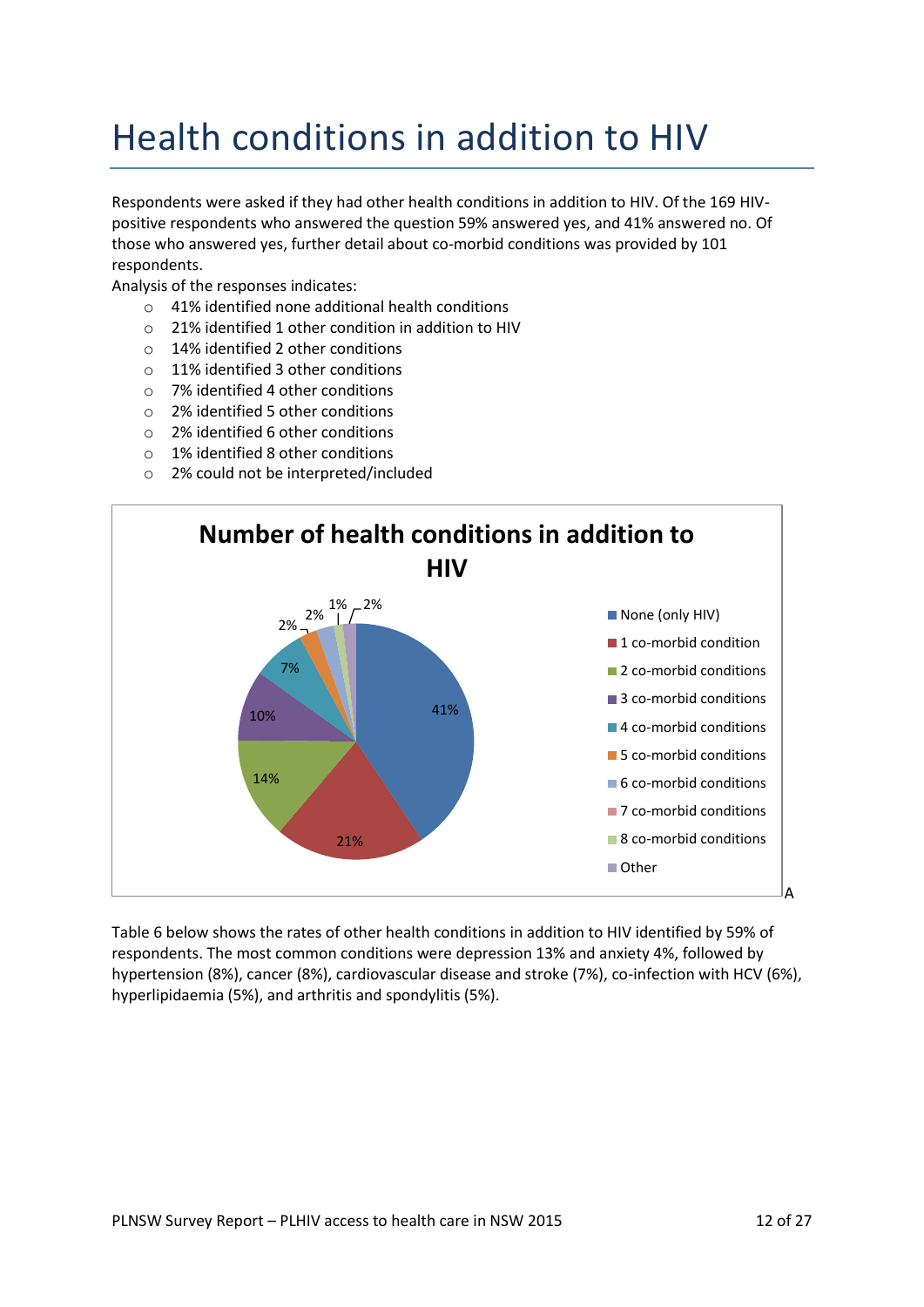# Health conditions in addition to HIV

Respondents were asked if they had other health conditions in addition to HIV. Of the 169 HIV-positive respondents who answered the question 59% answered yes, and 41% answered no. Of those who answered yes, further detail about co-morbid conditions was provided by 101 respondents.

Analysis of the responses indicates:

- 41% identified none additional health conditions
- 21% identified 1 other condition in addition to HIV
- 14% identified 2 other conditions
- 11% identified 3 other conditions
- 7% identified 4 other conditions
- 2% identified 5 other conditions
- 2% identified 6 other conditions
- 1% identified 8 other conditions
- 2% could not be interpreted/included

**Number of health conditions in addition to HIV**

| Category | Percentage |
|---|---|
| None (only HIV) | 41% |
| 1 co-morbid condition | 21% |
| 2 co-morbid conditions | 14% |
| 3 co-morbid conditions | 10% |
| 4 co-morbid conditions | 7% |
| 5 co-morbid conditions | 2% |
| 6 co-morbid conditions | 2% |
| 7 co-morbid conditions | |
| 8 co-morbid conditions | 1% |
| Other | 2% |

A

Table 6 below shows the rates of other health conditions in addition to HIV identified by 59% of respondents. The most common conditions were depression 13% and anxiety 4%, followed by hypertension (8%), cancer (8%), cardiovascular disease and stroke (7%), co-infection with HCV (6%), hyperlipidaemia (5%), and arthritis and spondylitis (5%).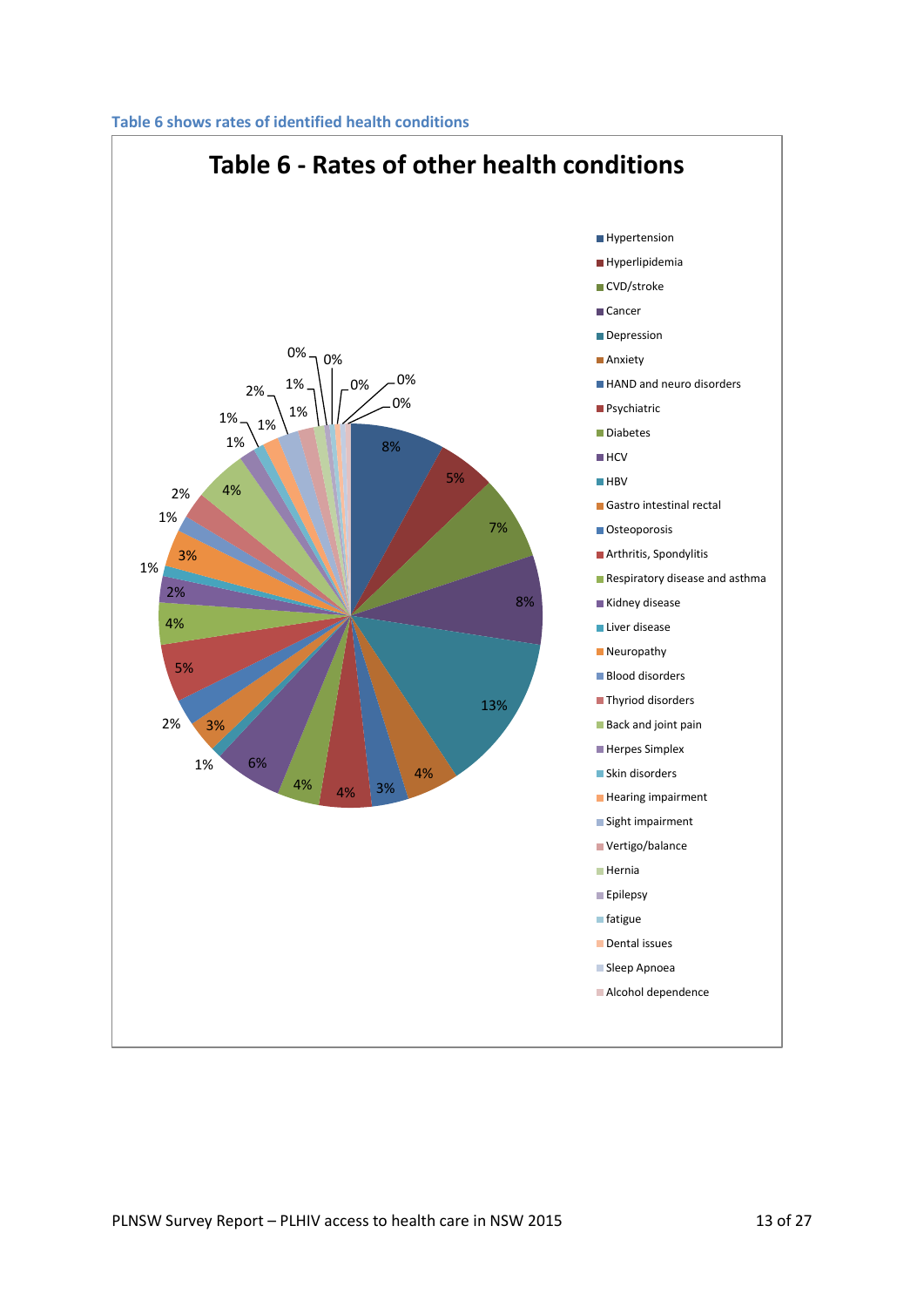**Table 6 shows rates of identified health conditions**

## Table 6 - Rates of other health conditions

| Condition | Rate |
|---|---|
| Hypertension | 8% |
| Hyperlipidemia | 5% |
| CVD/stroke | 7% |
| Cancer | 8% |
| Depression | 13% |
| Anxiety | 4% |
| HAND and neuro disorders | 3% |
| Psychiatric | 4% |
| Diabetes | 4% |
| HCV | 6% |
| HBV | 1% |
| Gastro intestinal rectal | 3% |
| Osteoporosis | 2% |
| Arthritis, Spondylitis | 5% |
| Respiratory disease and asthma | 4% |
| Kidney disease | 2% |
| Liver disease | 1% |
| Neuropathy | 3% |
| Blood disorders | 1% |
| Thyriod disorders | 2% |
| Back and joint pain | 4% |
| Herpes Simplex | 1% |
| Skin disorders | 1% |
| Hearing impairment | 1% |
| Sight impairment | 2% |
| Vertigo/balance | 1% |
| Hernia | 1% |
| Epilepsy | 0% |
| fatigue | 0% |
| Dental issues | 0% |
| Sleep Apnoea | 0% |
| Alcohol dependence | 0% |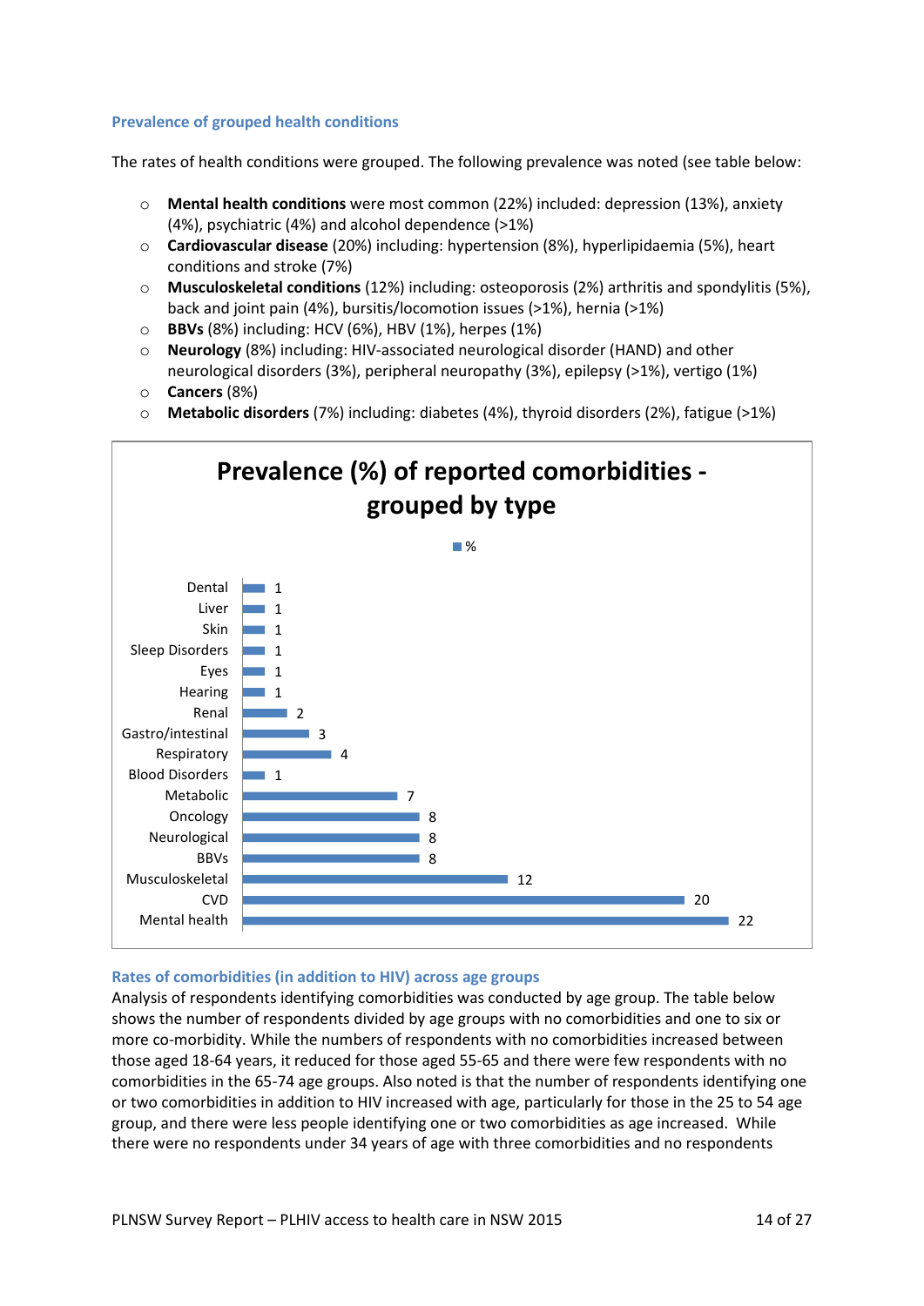### Prevalence of grouped health conditions

The rates of health conditions were grouped. The following prevalence was noted (see table below:

- **Mental health conditions** were most common (22%) included: depression (13%), anxiety (4%), psychiatric (4%) and alcohol dependence (>1%)
- **Cardiovascular disease** (20%) including: hypertension (8%), hyperlipidaemia (5%), heart conditions and stroke (7%)
- **Musculoskeletal conditions** (12%) including: osteoporosis (2%) arthritis and spondylitis (5%), back and joint pain (4%), bursitis/locomotion issues (>1%), hernia (>1%)
- **BBVs** (8%) including: HCV (6%), HBV (1%), herpes (1%)
- **Neurology** (8%) including: HIV-associated neurological disorder (HAND) and other neurological disorders (3%), peripheral neuropathy (3%), epilepsy (>1%), vertigo (1%)
- **Cancers** (8%)
- **Metabolic disorders** (7%) including: diabetes (4%), thyroid disorders (2%), fatigue (>1%)

**Prevalence (%) of reported comorbidities - grouped by type**

| Type | % |
|---|---|
| Dental | 1 |
| Liver | 1 |
| Skin | 1 |
| Sleep Disorders | 1 |
| Eyes | 1 |
| Hearing | 1 |
| Renal | 2 |
| Gastro/intestinal | 3 |
| Respiratory | 4 |
| Blood Disorders | 1 |
| Metabolic | 7 |
| Oncology | 8 |
| Neurological | 8 |
| BBVs | 8 |
| Musculoskeletal | 12 |
| CVD | 20 |
| Mental health | 22 |

### Rates of comorbidities (in addition to HIV) across age groups

Analysis of respondents identifying comorbidities was conducted by age group. The table below shows the number of respondents divided by age groups with no comorbidities and one to six or more co-morbidity. While the numbers of respondents with no comorbidities increased between those aged 18-64 years, it reduced for those aged 55-65 and there were few respondents with no comorbidities in the 65-74 age groups. Also noted is that the number of respondents identifying one or two comorbidities in addition to HIV increased with age, particularly for those in the 25 to 54 age group, and there were less people identifying one or two comorbidities as age increased. While there were no respondents under 34 years of age with three comorbidities and no respondents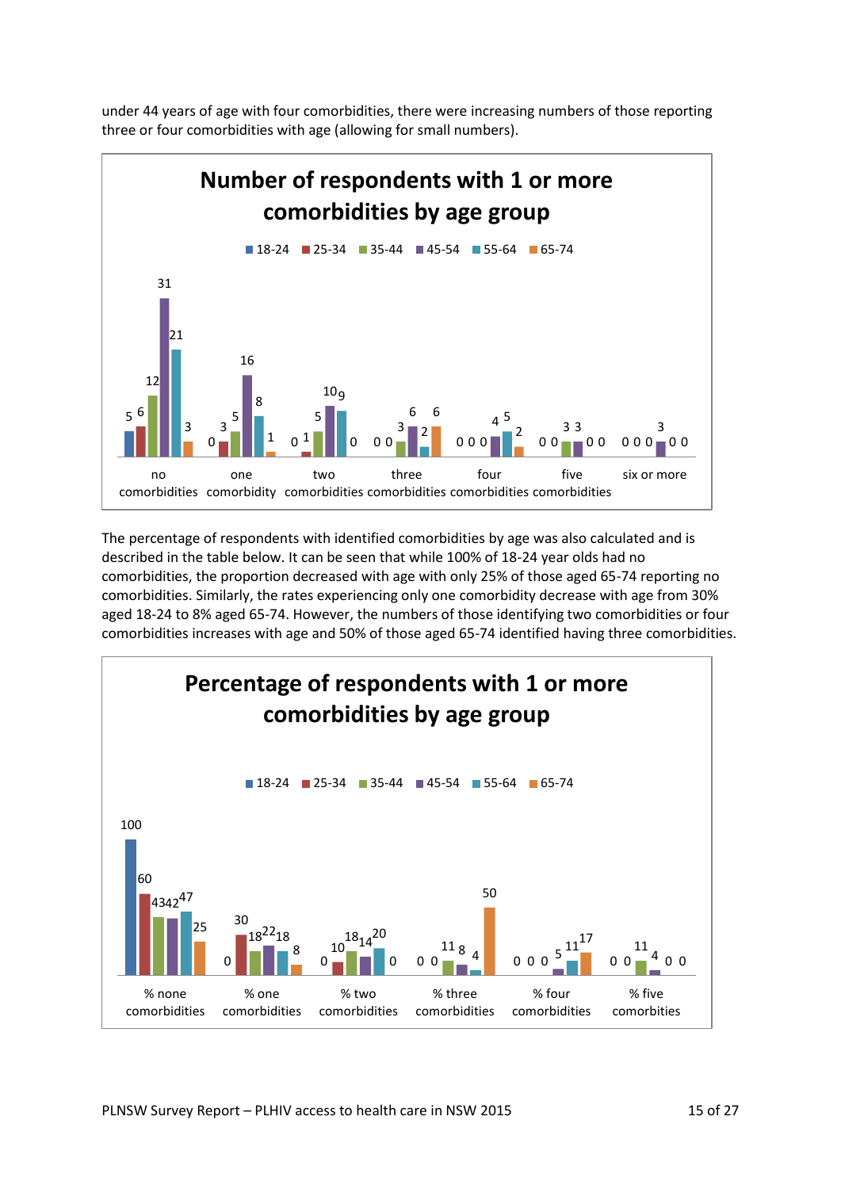under 44 years of age with four comorbidities, there were increasing numbers of those reporting three or four comorbidities with age (allowing for small numbers).

**Number of respondents with 1 or more comorbidities by age group**

| | 18-24 | 25-34 | 35-44 | 45-54 | 55-64 | 65-74 |
|---|---|---|---|---|---|---|
| no comorbidities | 5 | 6 | 12 | 31 | 21 | 3 |
| one comorbidity | 0 | 3 | 5 | 16 | 8 | 1 |
| two comorbidities | 0 | 1 | 5 | 10 | 9 | 0 |
| three comorbidities | 0 | 0 | 3 | 6 | 2 | 6 |
| four comorbidities | 0 | 0 | 0 | 4 | 5 | 2 |
| five comorbidities | 0 | 0 | 3 | 3 | 0 | 0 |
| six or more | 0 | 0 | 0 | 3 | 0 | 0 |

The percentage of respondents with identified comorbidities by age was also calculated and is described in the table below. It can be seen that while 100% of 18-24 year olds had no comorbidities, the proportion decreased with age with only 25% of those aged 65-74 reporting no comorbidities. Similarly, the rates experiencing only one comorbidity decrease with age from 30% aged 18-24 to 8% aged 65-74. However, the numbers of those identifying two comorbidities or four comorbidities increases with age and 50% of those aged 65-74 identified having three comorbidities.

**Percentage of respondents with 1 or more comorbidities by age group**

| | 18-24 | 25-34 | 35-44 | 45-54 | 55-64 | 65-74 |
|---|---|---|---|---|---|---|
| % none comorbidities | 100 | 60 | 43 | 42 | 47 | 25 |
| % one comorbidities | 0 | 30 | 18 | 22 | 18 | 8 |
| % two comorbidities | 0 | 10 | 18 | 14 | 20 | 0 |
| % three comorbidities | 0 | 0 | 11 | 8 | 4 | 50 |
| % four comorbidities | 0 | 0 | 0 | 5 | 11 | 17 |
| % five comorbities | 0 | 0 | 11 | 4 | 0 | 0 |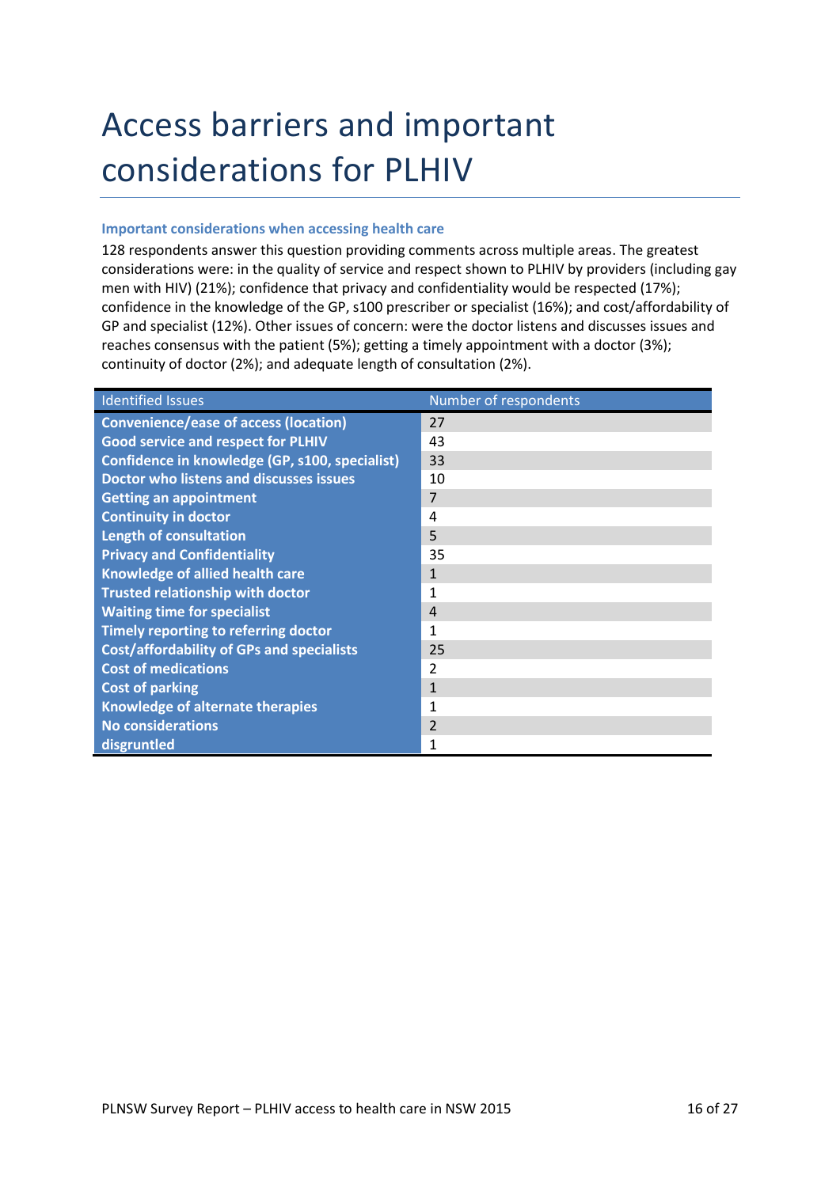# Access barriers and important considerations for PLHIV

### Important considerations when accessing health care

128 respondents answer this question providing comments across multiple areas. The greatest considerations were: in the quality of service and respect shown to PLHIV by providers (including gay men with HIV) (21%); confidence that privacy and confidentiality would be respected (17%); confidence in the knowledge of the GP, s100 prescriber or specialist (16%); and cost/affordability of GP and specialist (12%). Other issues of concern: were the doctor listens and discusses issues and reaches consensus with the patient (5%); getting a timely appointment with a doctor (3%); continuity of doctor (2%); and adequate length of consultation (2%).

| Identified Issues | Number of respondents |
|---|---|
| **Convenience/ease of access (location)** | 27 |
| **Good service and respect for PLHIV** | 43 |
| **Confidence in knowledge (GP, s100, specialist)** | 33 |
| **Doctor who listens and discusses issues** | 10 |
| **Getting an appointment** | 7 |
| **Continuity in doctor** | 4 |
| **Length of consultation** | 5 |
| **Privacy and Confidentiality** | 35 |
| **Knowledge of allied health care** | 1 |
| **Trusted relationship with doctor** | 1 |
| **Waiting time for specialist** | 4 |
| **Timely reporting to referring doctor** | 1 |
| **Cost/affordability of GPs and specialists** | 25 |
| **Cost of medications** | 2 |
| **Cost of parking** | 1 |
| **Knowledge of alternate therapies** | 1 |
| **No considerations** | 2 |
| **disgruntled** | 1 |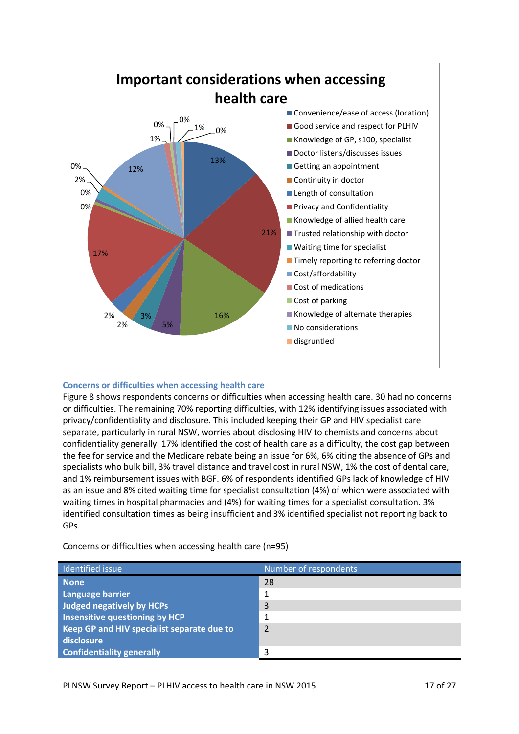**Important considerations when accessing health care**

- Convenience/ease of access (location)
- Good service and respect for PLHIV
- Knowledge of GP, s100, specialist
- Doctor listens/discusses issues
- Getting an appointment
- Continuity in doctor
- Length of consultation
- Privacy and Confidentiality
- Knowledge of allied health care
- Trusted relationship with doctor
- Waiting time for specialist
- Timely reporting to referring doctor
- Cost/affordability
- Cost of medications
- Cost of parking
- Knowledge of alternate therapies
- No considerations
- disgruntled

### Concerns or difficulties when accessing health care

Figure 8 shows respondents concerns or difficulties when accessing health care. 30 had no concerns or difficulties. The remaining 70% reporting difficulties, with 12% identifying issues associated with privacy/confidentiality and disclosure. This included keeping their GP and HIV specialist care separate, particularly in rural NSW, worries about disclosing HIV to chemists and concerns about confidentiality generally. 17% identified the cost of health care as a difficulty, the cost gap between the fee for service and the Medicare rebate being an issue for 6%, 6% citing the absence of GPs and specialists who bulk bill, 3% travel distance and travel cost in rural NSW, 1% the cost of dental care, and 1% reimbursement issues with BGF. 6% of respondents identified GPs lack of knowledge of HIV as an issue and 8% cited waiting time for specialist consultation (4%) of which were associated with waiting times in hospital pharmacies and (4%) for waiting times for a specialist consultation. 3% identified consultation times as being insufficient and 3% identified specialist not reporting back to GPs.

Concerns or difficulties when accessing health care (n=95)

| Identified issue | Number of respondents |
|---|---|
| **None** | 28 |
| **Language barrier** | 1 |
| **Judged negatively by HCPs** | 3 |
| **Insensitive questioning by HCP** | 1 |
| **Keep GP and HIV specialist separate due to disclosure** | 2 |
| **Confidentiality generally** | 3 |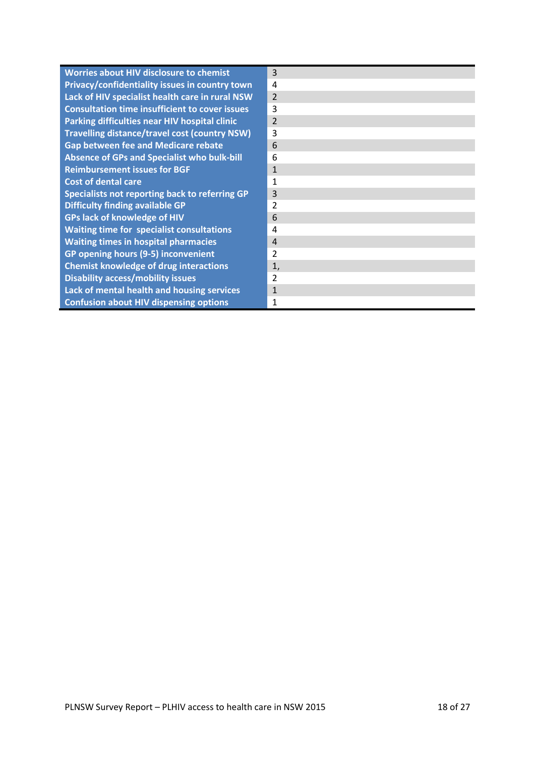| | |
|---|---|
| Worries about HIV disclosure to chemist | 3 |
| Privacy/confidentiality issues in country town | 4 |
| Lack of HIV specialist health care in rural NSW | 2 |
| Consultation time insufficient to cover issues | 3 |
| Parking difficulties near HIV hospital clinic | 2 |
| Travelling distance/travel cost (country NSW) | 3 |
| Gap between fee and Medicare rebate | 6 |
| Absence of GPs and Specialist who bulk-bill | 6 |
| Reimbursement issues for BGF | 1 |
| Cost of dental care | 1 |
| Specialists not reporting back to referring GP | 3 |
| Difficulty finding available GP | 2 |
| GPs lack of knowledge of HIV | 6 |
| Waiting time for specialist consultations | 4 |
| Waiting times in hospital pharmacies | 4 |
| GP opening hours (9-5) inconvenient | 2 |
| Chemist knowledge of drug interactions | 1, |
| Disability access/mobility issues | 2 |
| Lack of mental health and housing services | 1 |
| Confusion about HIV dispensing options | 1 |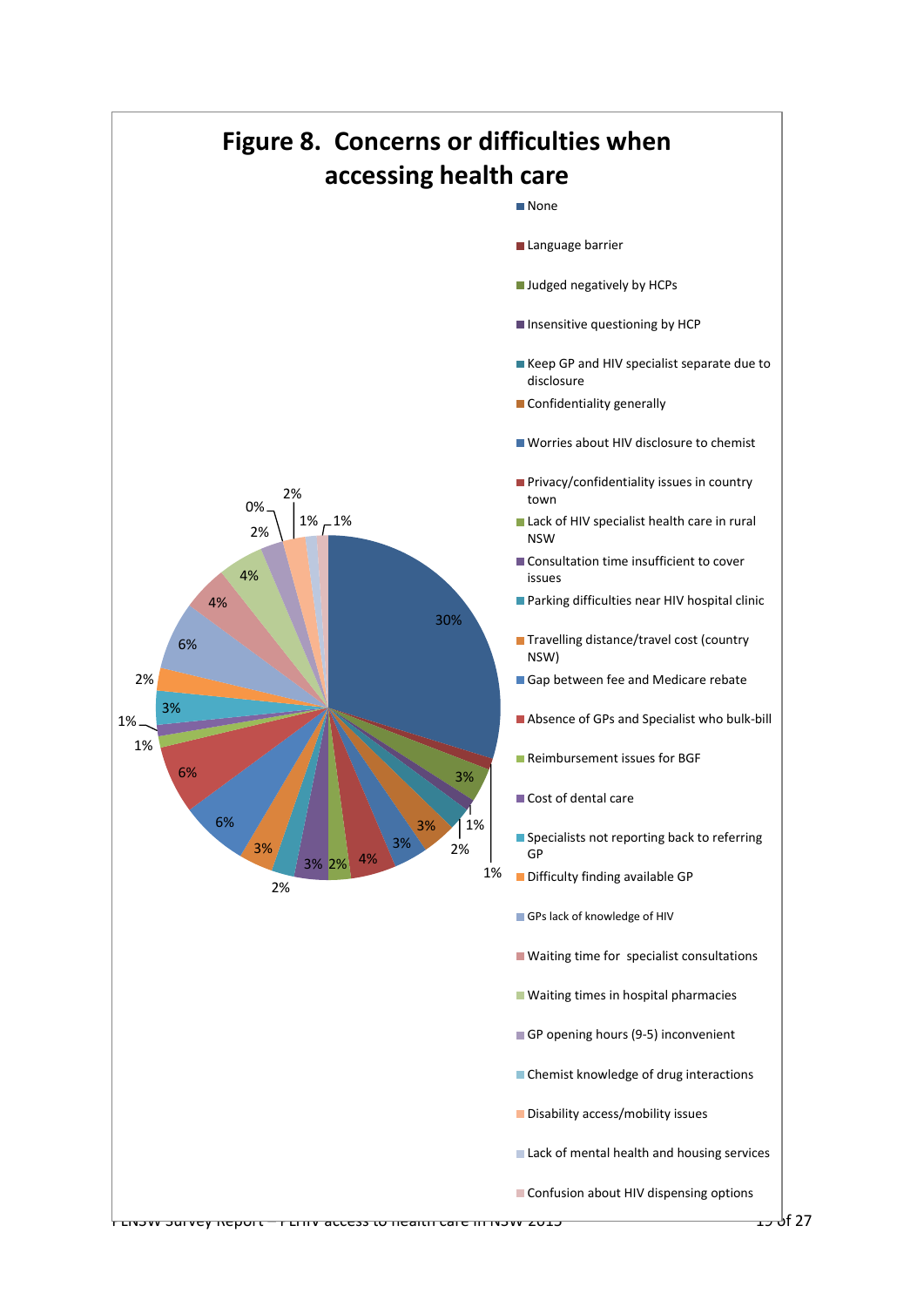# Figure 8. Concerns or difficulties when accessing health care

| Concern | % |
|---|---|
| None | 30% |
| Language barrier | 1% |
| Judged negatively by HCPs | 3% |
| Insensitive questioning by HCP | 1% |
| Keep GP and HIV specialist separate due to disclosure | 2% |
| Confidentiality generally | 3% |
| Worries about HIV disclosure to chemist | 3% |
| Privacy/confidentiality issues in country town | 4% |
| Lack of HIV specialist health care in rural NSW | 2% |
| Consultation time insufficient to cover issues | 3% |
| Parking difficulties near HIV hospital clinic | 2% |
| Travelling distance/travel cost (country NSW) | 3% |
| Gap between fee and Medicare rebate | 6% |
| Absence of GPs and Specialist who bulk-bill | 6% |
| Reimbursement issues for BGF | 1% |
| Cost of dental care | 1% |
| Specialists not reporting back to referring GP | 3% |
| Difficulty finding available GP | 2% |
| GPs lack of knowledge of HIV | 6% |
| Waiting time for specialist consultations | 4% |
| Waiting times in hospital pharmacies | 4% |
| GP opening hours (9-5) inconvenient | 2% |
| Chemist knowledge of drug interactions | 0% |
| Disability access/mobility issues | 2% |
| Lack of mental health and housing services | 1% |
| Confusion about HIV dispensing options | 1% |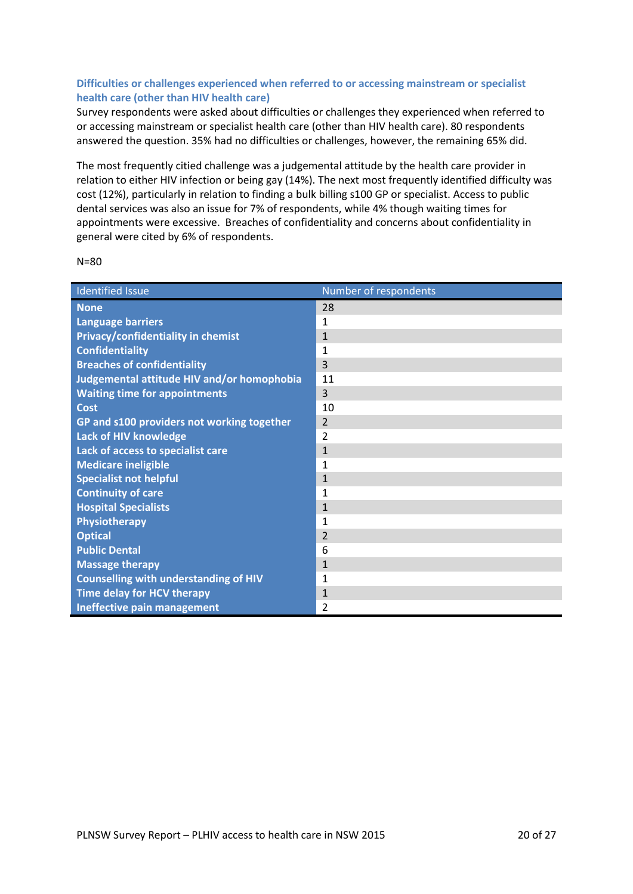### Difficulties or challenges experienced when referred to or accessing mainstream or specialist health care (other than HIV health care)

Survey respondents were asked about difficulties or challenges they experienced when referred to or accessing mainstream or specialist health care (other than HIV health care). 80 respondents answered the question. 35% had no difficulties or challenges, however, the remaining 65% did.

The most frequently citied challenge was a judgemental attitude by the health care provider in relation to either HIV infection or being gay (14%). The next most frequently identified difficulty was cost (12%), particularly in relation to finding a bulk billing s100 GP or specialist. Access to public dental services was also an issue for 7% of respondents, while 4% though waiting times for appointments were excessive. Breaches of confidentiality and concerns about confidentiality in general were cited by 6% of respondents.

N=80

| Identified Issue | Number of respondents |
|---|---|
| **None** | 28 |
| **Language barriers** | 1 |
| **Privacy/confidentiality in chemist** | 1 |
| **Confidentiality** | 1 |
| **Breaches of confidentiality** | 3 |
| **Judgemental attitude HIV and/or homophobia** | 11 |
| **Waiting time for appointments** | 3 |
| **Cost** | 10 |
| **GP and s100 providers not working together** | 2 |
| **Lack of HIV knowledge** | 2 |
| **Lack of access to specialist care** | 1 |
| **Medicare ineligible** | 1 |
| **Specialist not helpful** | 1 |
| **Continuity of care** | 1 |
| **Hospital Specialists** | 1 |
| **Physiotherapy** | 1 |
| **Optical** | 2 |
| **Public Dental** | 6 |
| **Massage therapy** | 1 |
| **Counselling with understanding of HIV** | 1 |
| **Time delay for HCV therapy** | 1 |
| **Ineffective pain management** | 2 |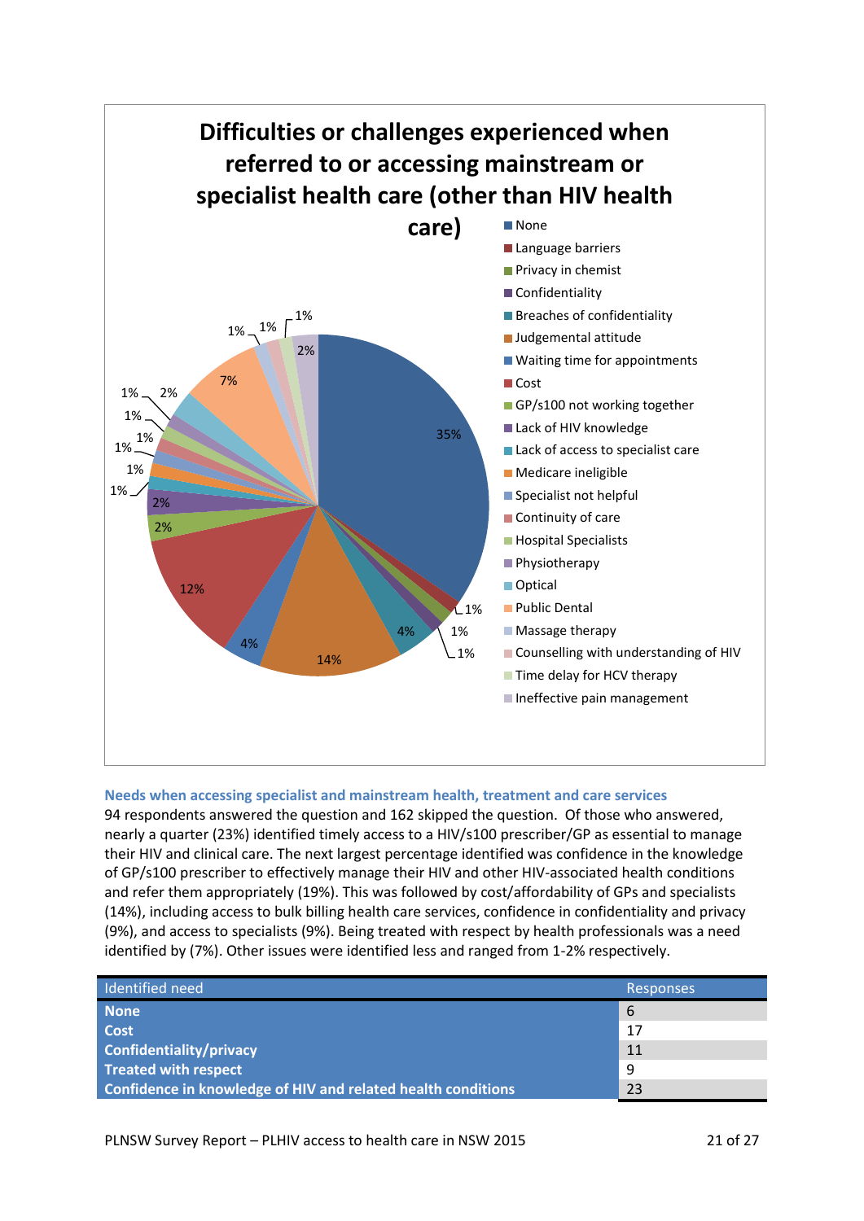## Difficulties or challenges experienced when referred to or accessing mainstream or specialist health care (other than HIV health care)

- None: 35%
- Language barriers: 1%
- Privacy in chemist: 1%
- Confidentiality: 1%
- Breaches of confidentiality: 4%
- Judgemental attitude: 14%
- Waiting time for appointments: 4%
- Cost: 12%
- GP/s100 not working together: 2%
- Lack of HIV knowledge: 2%
- Lack of access to specialist care: 1%
- Medicare ineligible: 1%
- Specialist not helpful: 1%
- Continuity of care: 1%
- Hospital Specialists: 1%
- Physiotherapy: 1%
- Optical: 2%
- Public Dental: 7%
- Massage therapy: 1%
- Counselling with understanding of HIV: 1%
- Time delay for HCV therapy: 1%
- Ineffective pain management: 2%

### Needs when accessing specialist and mainstream health, treatment and care services

94 respondents answered the question and 162 skipped the question. Of those who answered, nearly a quarter (23%) identified timely access to a HIV/s100 prescriber/GP as essential to manage their HIV and clinical care. The next largest percentage identified was confidence in the knowledge of GP/s100 prescriber to effectively manage their HIV and other HIV-associated health conditions and refer them appropriately (19%). This was followed by cost/affordability of GPs and specialists (14%), including access to bulk billing health care services, confidence in confidentiality and privacy (9%), and access to specialists (9%). Being treated with respect by health professionals was a need identified by (7%). Other issues were identified less and ranged from 1-2% respectively.

| Identified need | Responses |
|---|---|
| **None** | 6 |
| **Cost** | 17 |
| **Confidentiality/privacy** | 11 |
| **Treated with respect** | 9 |
| **Confidence in knowledge of HIV and related health conditions** | 23 |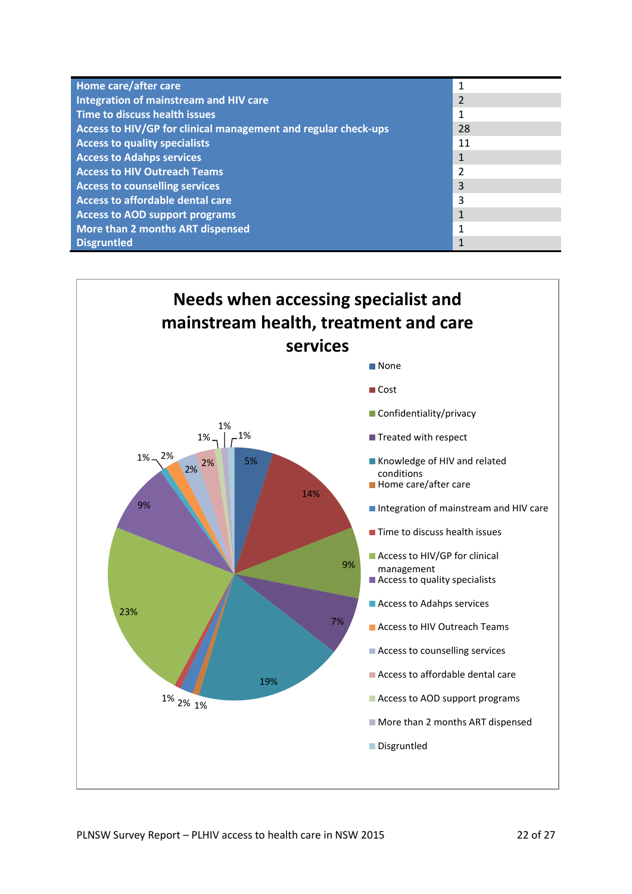| Home care/after care | 1 |
|---|---|
| Integration of mainstream and HIV care | 2 |
| Time to discuss health issues | 1 |
| Access to HIV/GP for clinical management and regular check-ups | 28 |
| Access to quality specialists | 11 |
| Access to Adahps services | 1 |
| Access to HIV Outreach Teams | 2 |
| Access to counselling services | 3 |
| Access to affordable dental care | 3 |
| Access to AOD support programs | 1 |
| More than 2 months ART dispensed | 1 |
| Disgruntled | 1 |

**Needs when accessing specialist and mainstream health, treatment and care services**

| Category | Percentage |
|---|---|
| None | 5% |
| Cost | 14% |
| Confidentiality/privacy | 9% |
| Treated with respect | 7% |
| Knowledge of HIV and related conditions | 19% |
| Home care/after care | 1% |
| Integration of mainstream and HIV care | 2% |
| Time to discuss health issues | 1% |
| Access to HIV/GP for clinical management | 23% |
| Access to quality specialists | 9% |
| Access to Adahps services | 1% |
| Access to HIV Outreach Teams | 2% |
| Access to counselling services | 2% |
| Access to affordable dental care | 2% |
| Access to AOD support programs | 1% |
| More than 2 months ART dispensed | 1% |
| Disgruntled | 1% |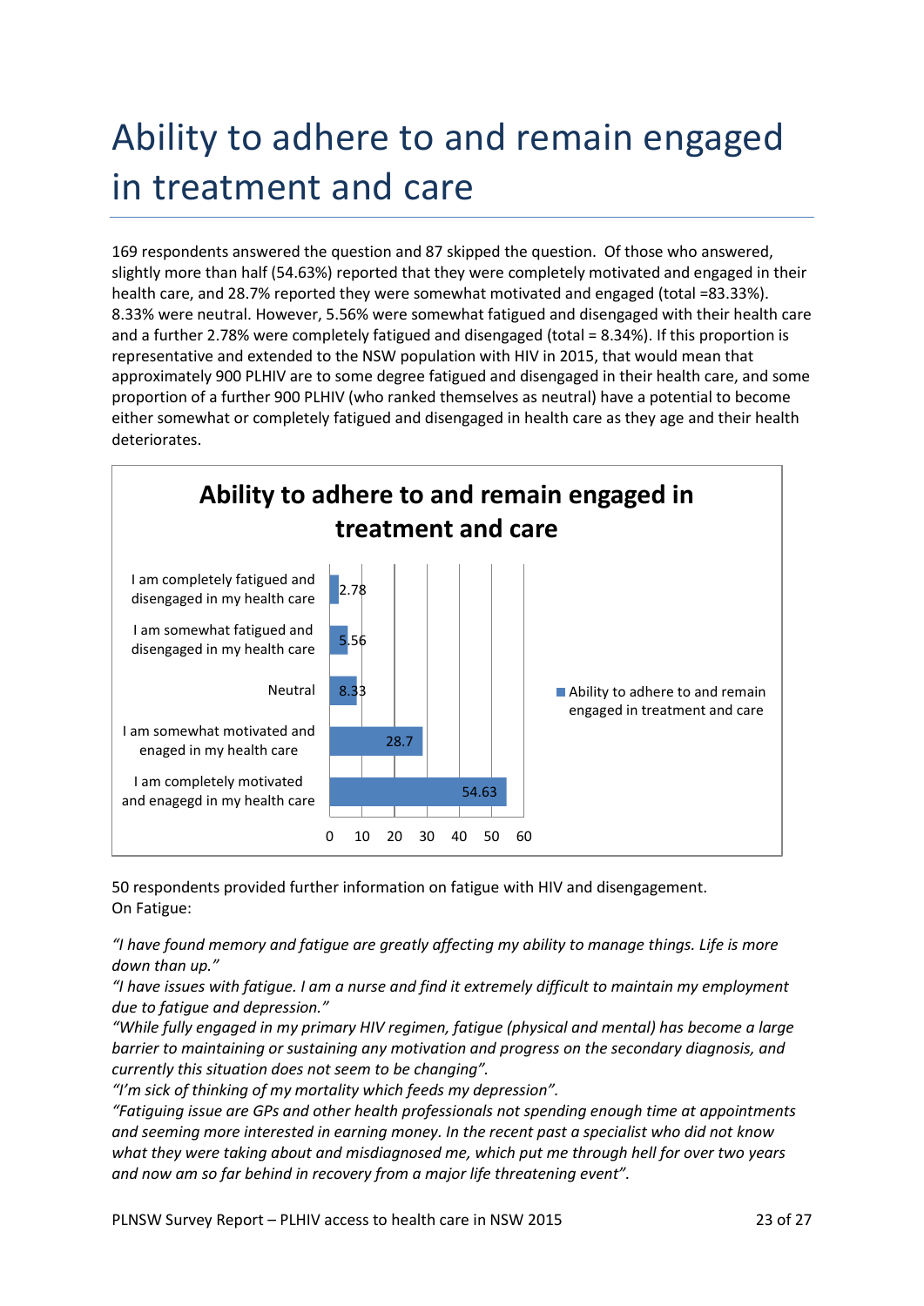# Ability to adhere to and remain engaged in treatment and care

169 respondents answered the question and 87 skipped the question. Of those who answered, slightly more than half (54.63%) reported that they were completely motivated and engaged in their health care, and 28.7% reported they were somewhat motivated and engaged (total =83.33%). 8.33% were neutral. However, 5.56% were somewhat fatigued and disengaged with their health care and a further 2.78% were completely fatigued and disengaged (total = 8.34%). If this proportion is representative and extended to the NSW population with HIV in 2015, that would mean that approximately 900 PLHIV are to some degree fatigued and disengaged in their health care, and some proportion of a further 900 PLHIV (who ranked themselves as neutral) have a potential to become either somewhat or completely fatigued and disengaged in health care as they age and their health deteriorates.

**Ability to adhere to and remain engaged in treatment and care**

| Response | Ability to adhere to and remain engaged in treatment and care |
|---|---|
| I am completely fatigued and disengaged in my health care | 2.78 |
| I am somewhat fatigued and disengaged in my health care | 5.56 |
| Neutral | 8.33 |
| I am somewhat motivated and enaged in my health care | 28.7 |
| I am completely motivated and enaegd in my health care | 54.63 |

50 respondents provided further information on fatigue with HIV and disengagement.
On Fatigue:

*"I have found memory and fatigue are greatly affecting my ability to manage things. Life is more down than up."*
*"I have issues with fatigue. I am a nurse and find it extremely difficult to maintain my employment due to fatigue and depression."*
*"While fully engaged in my primary HIV regimen, fatigue (physical and mental) has become a large barrier to maintaining or sustaining any motivation and progress on the secondary diagnosis, and currently this situation does not seem to be changing".*
*"I'm sick of thinking of my mortality which feeds my depression".*
*"Fatiguing issue are GPs and other health professionals not spending enough time at appointments and seeming more interested in earning money. In the recent past a specialist who did not know what they were taking about and misdiagnosed me, which put me through hell for over two years and now am so far behind in recovery from a major life threatening event".*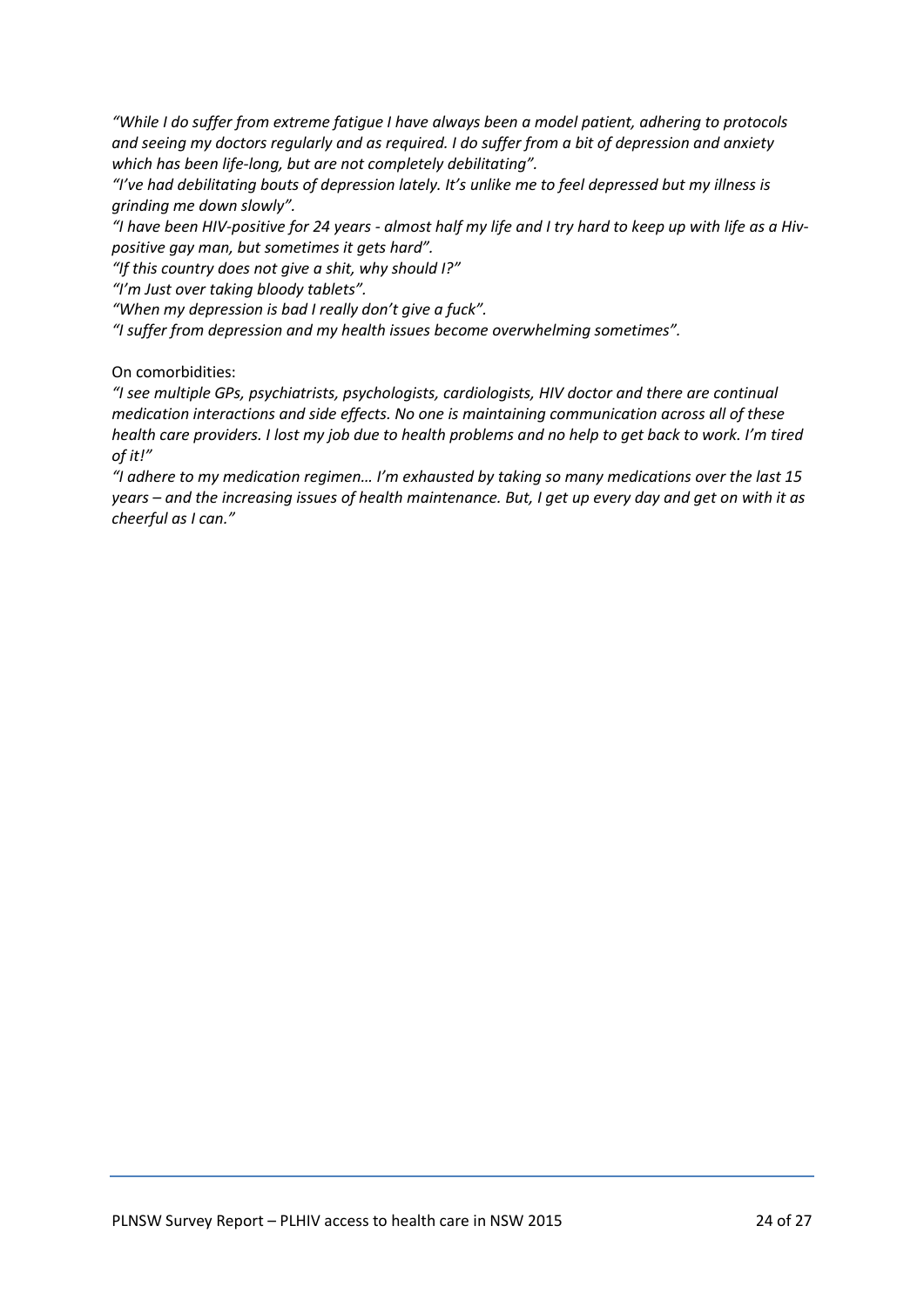*"While I do suffer from extreme fatigue I have always been a model patient, adhering to protocols and seeing my doctors regularly and as required. I do suffer from a bit of depression and anxiety which has been life-long, but are not completely debilitating".*

*"I've had debilitating bouts of depression lately. It's unlike me to feel depressed but my illness is grinding me down slowly".*

*"I have been HIV-positive for 24 years - almost half my life and I try hard to keep up with life as a Hiv-positive gay man, but sometimes it gets hard".*

*"If this country does not give a shit, why should I?"*

*"I'm Just over taking bloody tablets".*

*"When my depression is bad I really don't give a fuck".*

*"I suffer from depression and my health issues become overwhelming sometimes".*

On comorbidities:

*"I see multiple GPs, psychiatrists, psychologists, cardiologists, HIV doctor and there are continual medication interactions and side effects. No one is maintaining communication across all of these health care providers. I lost my job due to health problems and no help to get back to work. I'm tired of it!"*

*"I adhere to my medication regimen… I'm exhausted by taking so many medications over the last 15 years – and the increasing issues of health maintenance. But, I get up every day and get on with it as cheerful as I can."*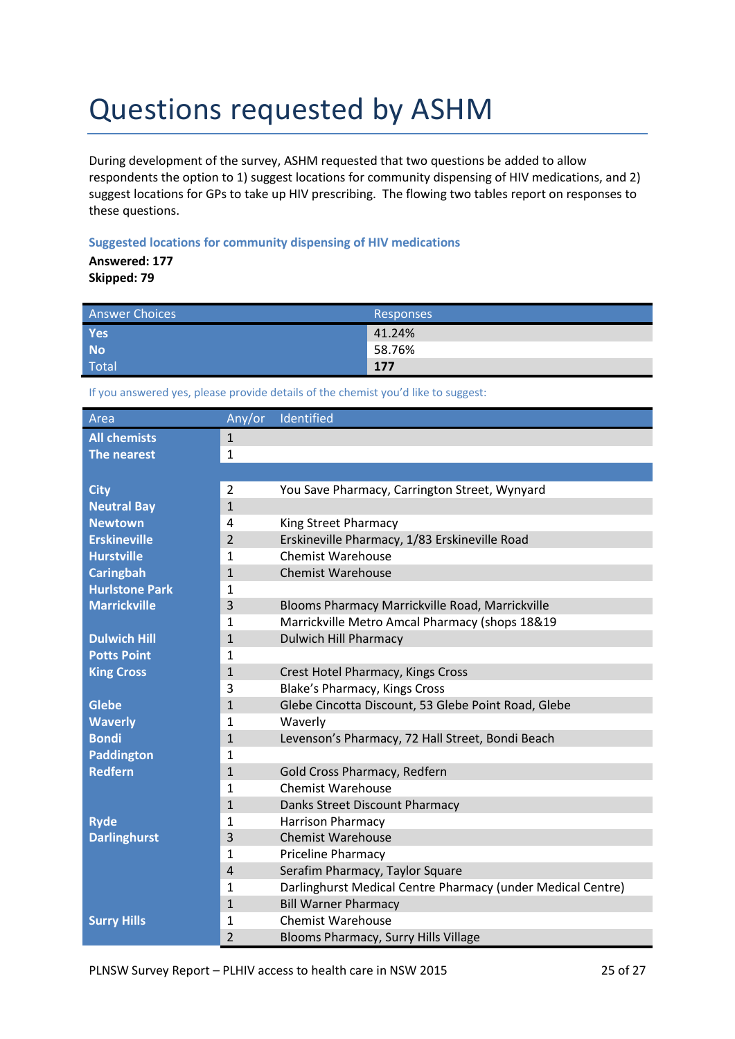# Questions requested by ASHM

During development of the survey, ASHM requested that two questions be added to allow respondents the option to 1) suggest locations for community dispensing of HIV medications, and 2) suggest locations for GPs to take up HIV prescribing. The flowing two tables report on responses to these questions.

### Suggested locations for community dispensing of HIV medications

**Answered: 177**
**Skipped: 79**

| Answer Choices | Responses |
|---|---|
| **Yes** | 41.24% |
| **No** | 58.76% |
| Total | **177** |

If you answered yes, please provide details of the chemist you'd like to suggest:

| Area | Any/or | Identified |
|---|---|---|
| **All chemists** | 1 | |
| **The nearest** | 1 | |
| | | |
| **City** | 2 | You Save Pharmacy, Carrington Street, Wynyard |
| **Neutral Bay** | 1 | |
| **Newtown** | 4 | King Street Pharmacy |
| **Erskineville** | 2 | Erskineville Pharmacy, 1/83 Erskineville Road |
| **Hurstville** | 1 | Chemist Warehouse |
| **Caringbah** | 1 | Chemist Warehouse |
| **Hurlstone Park** | 1 | |
| **Marrickville** | 3 | Blooms Pharmacy Marrickville Road, Marrickville |
| | 1 | Marrickville Metro Amcal Pharmacy (shops 18&19 |
| **Dulwich Hill** | 1 | Dulwich Hill Pharmacy |
| **Potts Point** | 1 | |
| **King Cross** | 1 | Crest Hotel Pharmacy, Kings Cross |
| | 3 | Blake's Pharmacy, Kings Cross |
| **Glebe** | 1 | Glebe Cincotta Discount, 53 Glebe Point Road, Glebe |
| **Waverly** | 1 | Waverly |
| **Bondi** | 1 | Levenson's Pharmacy, 72 Hall Street, Bondi Beach |
| **Paddington** | 1 | |
| **Redfern** | 1 | Gold Cross Pharmacy, Redfern |
| | 1 | Chemist Warehouse |
| | 1 | Danks Street Discount Pharmacy |
| **Ryde** | 1 | Harrison Pharmacy |
| **Darlinghurst** | 3 | Chemist Warehouse |
| | 1 | Priceline Pharmacy |
| | 4 | Serafim Pharmacy, Taylor Square |
| | 1 | Darlinghurst Medical Centre Pharmacy (under Medical Centre) |
| | 1 | Bill Warner Pharmacy |
| **Surry Hills** | 1 | Chemist Warehouse |
| | 2 | Blooms Pharmacy, Surry Hills Village |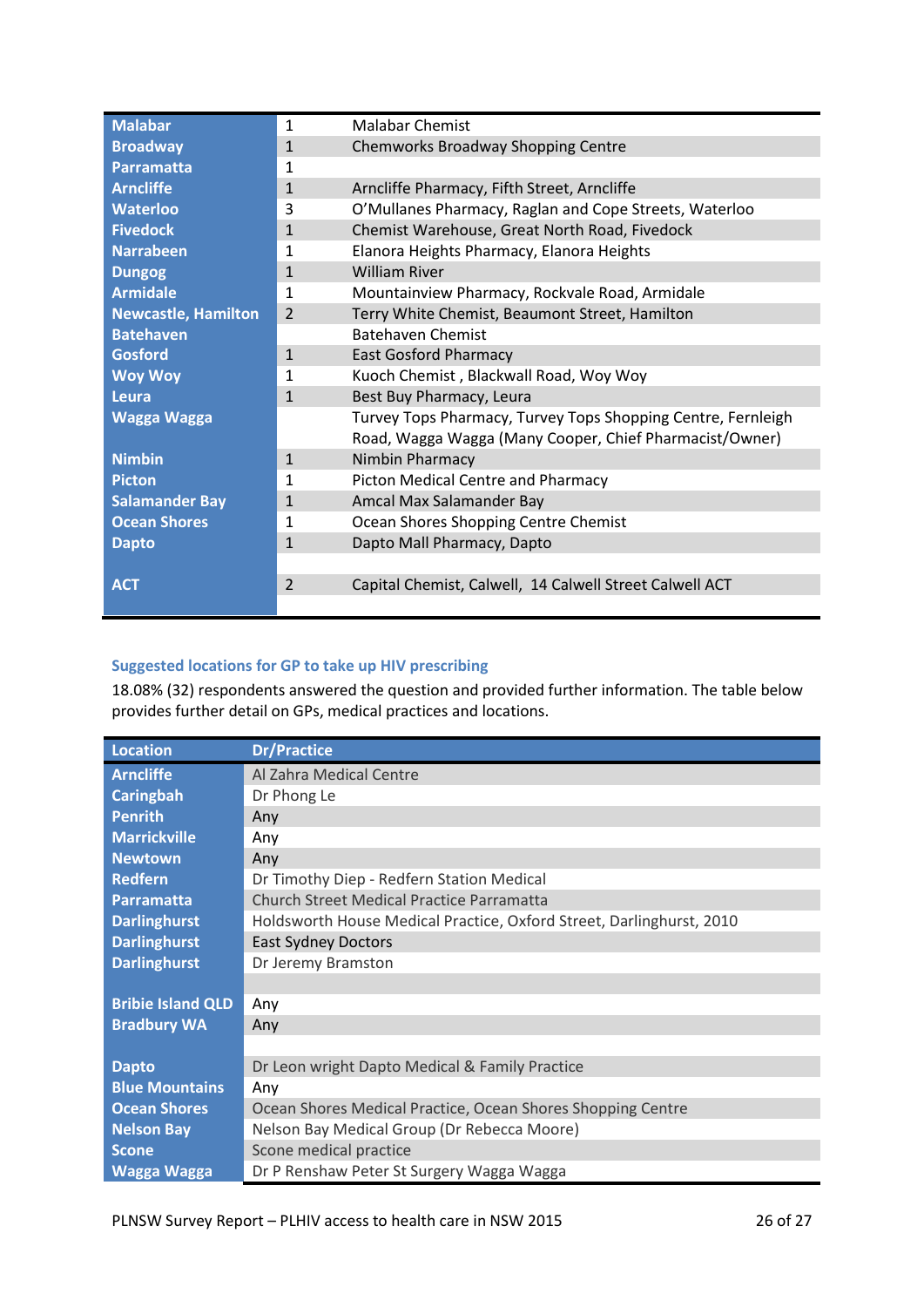| | | |
|---|---|---|
| Malabar | 1 | Malabar Chemist |
| Broadway | 1 | Chemworks Broadway Shopping Centre |
| Parramatta | 1 | |
| Arncliffe | 1 | Arncliffe Pharmacy, Fifth Street, Arncliffe |
| Waterloo | 3 | O'Mullanes Pharmacy, Raglan and Cope Streets, Waterloo |
| Fivedock | 1 | Chemist Warehouse, Great North Road, Fivedock |
| Narrabeen | 1 | Elanora Heights Pharmacy, Elanora Heights |
| Dungog | 1 | William River |
| Armidale | 1 | Mountainview Pharmacy, Rockvale Road, Armidale |
| Newcastle, Hamilton | 2 | Terry White Chemist, Beaumont Street, Hamilton |
| Batehaven | | Batehaven Chemist |
| Gosford | 1 | East Gosford Pharmacy |
| Woy Woy | 1 | Kuoch Chemist , Blackwall Road, Woy Woy |
| Leura | 1 | Best Buy Pharmacy, Leura |
| Wagga Wagga | | Turvey Tops Pharmacy, Turvey Tops Shopping Centre, Fernleigh Road, Wagga Wagga (Many Cooper, Chief Pharmacist/Owner) |
| Nimbin | 1 | Nimbin Pharmacy |
| Picton | 1 | Picton Medical Centre and Pharmacy |
| Salamander Bay | 1 | Amcal Max Salamander Bay |
| Ocean Shores | 1 | Ocean Shores Shopping Centre Chemist |
| Dapto | 1 | Dapto Mall Pharmacy, Dapto |
| | | |
| ACT | 2 | Capital Chemist, Calwell, 14 Calwell Street Calwell ACT |

### Suggested locations for GP to take up HIV prescribing

18.08% (32) respondents answered the question and provided further information. The table below provides further detail on GPs, medical practices and locations.

| Location | Dr/Practice |
|---|---|
| Arncliffe | Al Zahra Medical Centre |
| Caringbah | Dr Phong Le |
| Penrith | Any |
| Marrickville | Any |
| Newtown | Any |
| Redfern | Dr Timothy Diep - Redfern Station Medical |
| Parramatta | Church Street Medical Practice Parramatta |
| Darlinghurst | Holdsworth House Medical Practice, Oxford Street, Darlinghurst, 2010 |
| Darlinghurst | East Sydney Doctors |
| Darlinghurst | Dr Jeremy Bramston |
| | |
| Bribie Island QLD | Any |
| Bradbury WA | Any |
| | |
| Dapto | Dr Leon wright Dapto Medical & Family Practice |
| Blue Mountains | Any |
| Ocean Shores | Ocean Shores Medical Practice, Ocean Shores Shopping Centre |
| Nelson Bay | Nelson Bay Medical Group (Dr Rebecca Moore) |
| Scone | Scone medical practice |
| Wagga Wagga | Dr P Renshaw Peter St Surgery Wagga Wagga |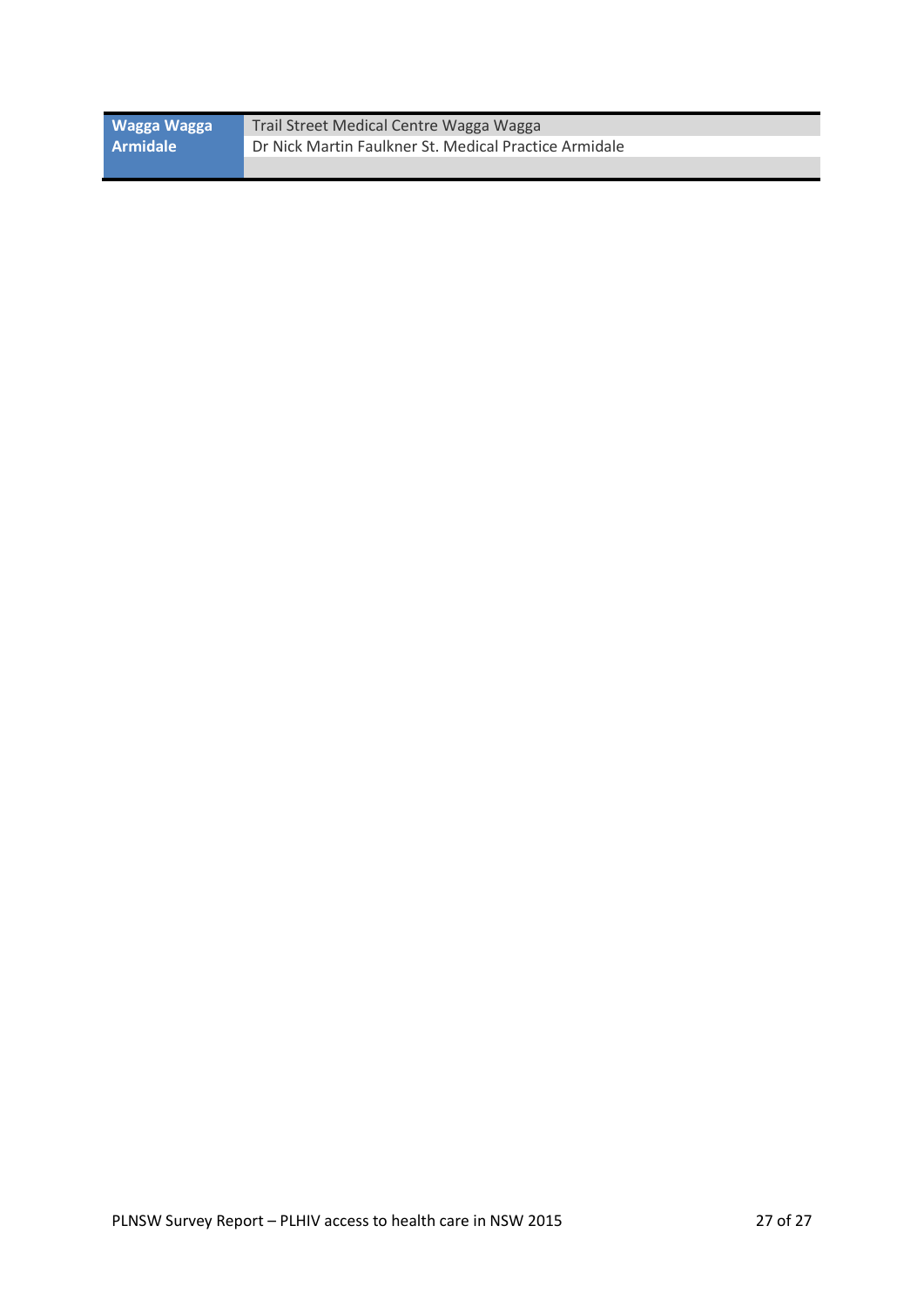| | |
|---|---|
| **Wagga Wagga** | Trail Street Medical Centre Wagga Wagga |
| **Armidale** | Dr Nick Martin Faulkner St. Medical Practice Armidale |
| | |